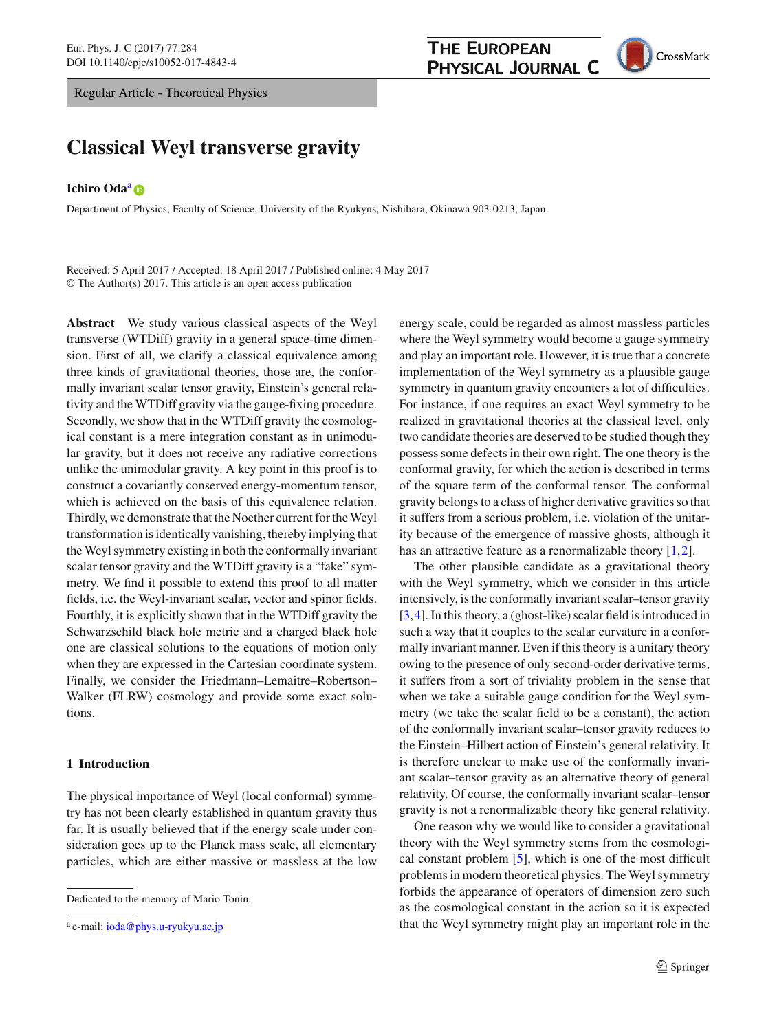Regular Article - Theoretical Physics

# Classical Weyl transverse gravity

**Ichiro Oda**[a]

Department of Physics, Faculty of Science, University of the Ryukyus, Nishihara, Okinawa 903-0213, Japan

Received: 5 April 2017 / Accepted: 18 April 2017 / Published online: 4 May 2017
© The Author(s) 2017. This article is an open access publication

**Abstract** We study various classical aspects of the Weyl transverse (WTDiff) gravity in a general space-time dimension. First of all, we clarify a classical equivalence among three kinds of gravitational theories, those are, the conformally invariant scalar tensor gravity, Einstein's general relativity and the WTDiff gravity via the gauge-fixing procedure. Secondly, we show that in the WTDiff gravity the cosmological constant is a mere integration constant as in unimodular gravity, but it does not receive any radiative corrections unlike the unimodular gravity. A key point in this proof is to construct a covariantly conserved energy-momentum tensor, which is achieved on the basis of this equivalence relation. Thirdly, we demonstrate that the Noether current for the Weyl transformation is identically vanishing, thereby implying that the Weyl symmetry existing in both the conformally invariant scalar tensor gravity and the WTDiff gravity is a "fake" symmetry. We find it possible to extend this proof to all matter fields, i.e. the Weyl-invariant scalar, vector and spinor fields. Fourthly, it is explicitly shown that in the WTDiff gravity the Schwarzschild black hole metric and a charged black hole one are classical solutions to the equations of motion only when they are expressed in the Cartesian coordinate system. Finally, we consider the Friedmann–Lemaitre–Robertson–Walker (FLRW) cosmology and provide some exact solutions.

## 1 Introduction

The physical importance of Weyl (local conformal) symmetry has not been clearly established in quantum gravity thus far. It is usually believed that if the energy scale under consideration goes up to the Planck mass scale, all elementary particles, which are either massive or massless at the low energy scale, could be regarded as almost massless particles where the Weyl symmetry would become a gauge symmetry and play an important role. However, it is true that a concrete implementation of the Weyl symmetry as a plausible gauge symmetry in quantum gravity encounters a lot of difficulties. For instance, if one requires an exact Weyl symmetry to be realized in gravitational theories at the classical level, only two candidate theories are deserved to be studied though they possess some defects in their own right. The one theory is the conformal gravity, for which the action is described in terms of the square term of the conformal tensor. The conformal gravity belongs to a class of higher derivative gravities so that it suffers from a serious problem, i.e. violation of the unitarity because of the emergence of massive ghosts, although it has an attractive feature as a renormalizable theory [1,2].

The other plausible candidate as a gravitational theory with the Weyl symmetry, which we consider in this article intensively, is the conformally invariant scalar–tensor gravity [3,4]. In this theory, a (ghost-like) scalar field is introduced in such a way that it couples to the scalar curvature in a conformally invariant manner. Even if this theory is a unitary theory owing to the presence of only second-order derivative terms, it suffers from a sort of triviality problem in the sense that when we take a suitable gauge condition for the Weyl symmetry (we take the scalar field to be a constant), the action of the conformally invariant scalar–tensor gravity reduces to the Einstein–Hilbert action of Einstein's general relativity. It is therefore unclear to make use of the conformally invariant scalar–tensor gravity as an alternative theory of general relativity. Of course, the conformally invariant scalar–tensor gravity is not a renormalizable theory like general relativity.

One reason why we would like to consider a gravitational theory with the Weyl symmetry stems from the cosmological constant problem [5], which is one of the most difficult problems in modern theoretical physics. The Weyl symmetry forbids the appearance of operators of dimension zero such as the cosmological constant in the action so it is expected that the Weyl symmetry might play an important role in the

---

Dedicated to the memory of Mario Tonin.

[a] e-mail: ioda@phys.u-ryukyu.ac.jp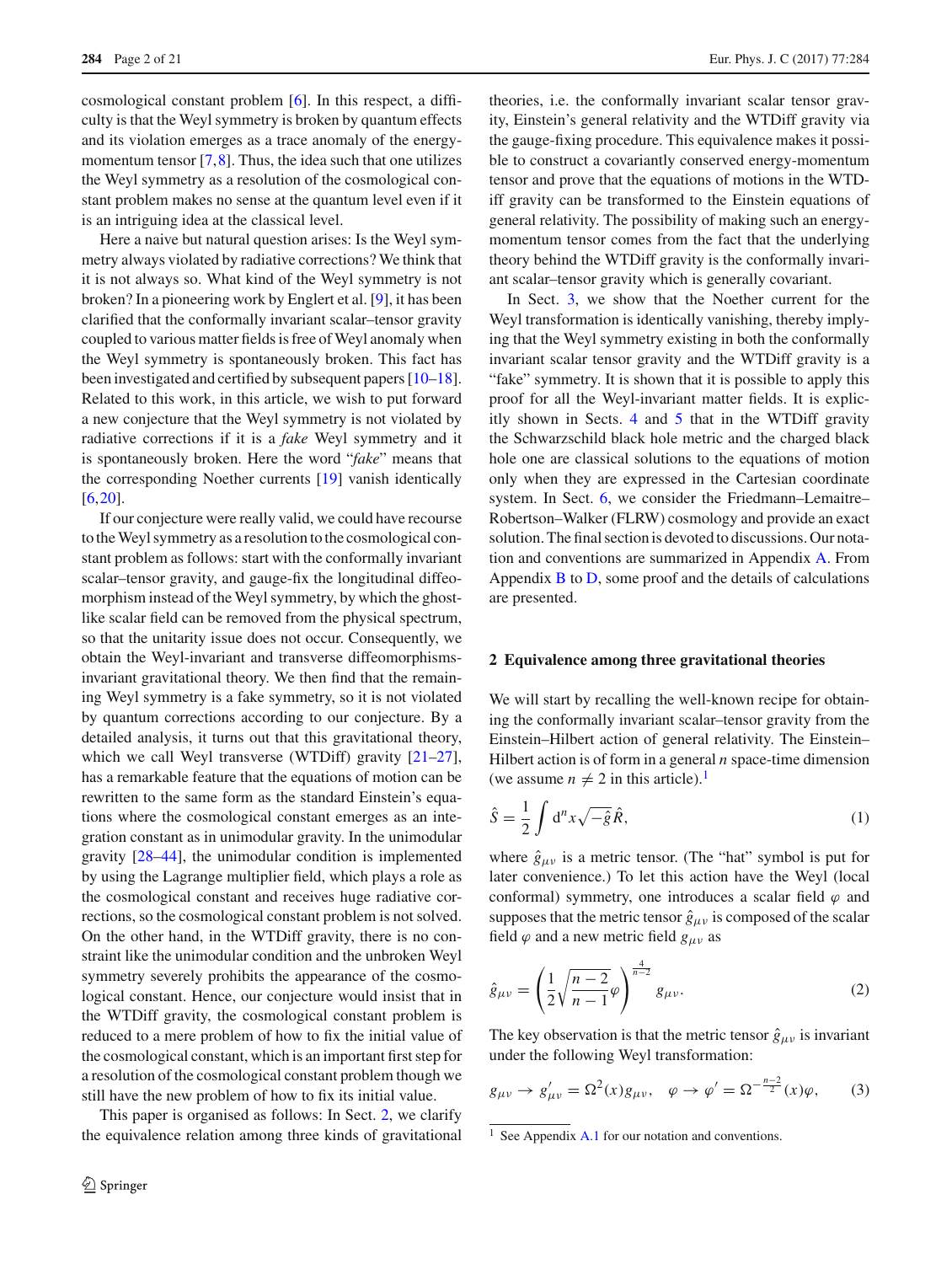cosmological constant problem [6]. In this respect, a difficulty is that the Weyl symmetry is broken by quantum effects and its violation emerges as a trace anomaly of the energy-momentum tensor [7,8]. Thus, the idea such that one utilizes the Weyl symmetry as a resolution of the cosmological constant problem makes no sense at the quantum level even if it is an intriguing idea at the classical level.

Here a naive but natural question arises: Is the Weyl symmetry always violated by radiative corrections? We think that it is not always so. What kind of the Weyl symmetry is not broken? In a pioneering work by Englert et al. [9], it has been clarified that the conformally invariant scalar–tensor gravity coupled to various matter fields is free of Weyl anomaly when the Weyl symmetry is spontaneously broken. This fact has been investigated and certified by subsequent papers [10–18]. Related to this work, in this article, we wish to put forward a new conjecture that the Weyl symmetry is not violated by radiative corrections if it is a *fake* Weyl symmetry and it is spontaneously broken. Here the word "*fake*" means that the corresponding Noether currents [19] vanish identically [6,20].

If our conjecture were really valid, we could have recourse to the Weyl symmetry as a resolution to the cosmological constant problem as follows: start with the conformally invariant scalar–tensor gravity, and gauge-fix the longitudinal diffeomorphism instead of the Weyl symmetry, by which the ghost-like scalar field can be removed from the physical spectrum, so that the unitarity issue does not occur. Consequently, we obtain the Weyl-invariant and transverse diffeomorphisms-invariant gravitational theory. We then find that the remaining Weyl symmetry is a fake symmetry, so it is not violated by quantum corrections according to our conjecture. By a detailed analysis, it turns out that this gravitational theory, which we call Weyl transverse (WTDiff) gravity [21–27], has a remarkable feature that the equations of motion can be rewritten to the same form as the standard Einstein's equations where the cosmological constant emerges as an integration constant as in unimodular gravity. In the unimodular gravity [28–44], the unimodular condition is implemented by using the Lagrange multiplier field, which plays a role as the cosmological constant and receives huge radiative corrections, so the cosmological constant problem is not solved. On the other hand, in the WTDiff gravity, there is no constraint like the unimodular condition and the unbroken Weyl symmetry severely prohibits the appearance of the cosmological constant. Hence, our conjecture would insist that in the WTDiff gravity, the cosmological constant problem is reduced to a mere problem of how to fix the initial value of the cosmological constant, which is an important first step for a resolution of the cosmological constant problem though we still have the new problem of how to fix its initial value.

This paper is organised as follows: In Sect. 2, we clarify the equivalence relation among three kinds of gravitational theories, i.e. the conformally invariant scalar tensor gravity, Einstein's general relativity and the WTDiff gravity via the gauge-fixing procedure. This equivalence makes it possible to construct a covariantly conserved energy-momentum tensor and prove that the equations of motions in the WTDiff gravity can be transformed to the Einstein equations of general relativity. The possibility of making such an energy-momentum tensor comes from the fact that the underlying theory behind the WTDiff gravity is the conformally invariant scalar–tensor gravity which is generally covariant.

In Sect. 3, we show that the Noether current for the Weyl transformation is identically vanishing, thereby implying that the Weyl symmetry existing in both the conformally invariant scalar tensor gravity and the WTDiff gravity is a "fake" symmetry. It is shown that it is possible to apply this proof for all the Weyl-invariant matter fields. It is explicitly shown in Sects. 4 and 5 that in the WTDiff gravity the Schwarzschild black hole metric and the charged black hole one are classical solutions to the equations of motion only when they are expressed in the Cartesian coordinate system. In Sect. 6, we consider the Friedmann–Lemaitre–Robertson–Walker (FLRW) cosmology and provide an exact solution. The final section is devoted to discussions. Our notation and conventions are summarized in Appendix A. From Appendix B to D, some proof and the details of calculations are presented.

## 2 Equivalence among three gravitational theories

We will start by recalling the well-known recipe for obtaining the conformally invariant scalar–tensor gravity from the Einstein–Hilbert action of general relativity. The Einstein–Hilbert action is of form in a general $n$ space-time dimension (we assume $n \neq 2$ in this article).[1]

$$\hat{S} = \frac{1}{2}\int d^n x \sqrt{-\hat{g}}\hat{R}, \tag{1}$$

where $\hat{g}_{\mu\nu}$ is a metric tensor. (The "hat" symbol is put for later convenience.) To let this action have the Weyl (local conformal) symmetry, one introduces a scalar field $\varphi$ and supposes that the metric tensor $\hat{g}_{\mu\nu}$ is composed of the scalar field $\varphi$ and a new metric field $g_{\mu\nu}$ as

$$\hat{g}_{\mu\nu} = \left(\frac{1}{2}\sqrt{\frac{n-2}{n-1}}\varphi\right)^{\frac{4}{n-2}} g_{\mu\nu}. \tag{2}$$

The key observation is that the metric tensor $\hat{g}_{\mu\nu}$ is invariant under the following Weyl transformation:

$$g_{\mu\nu} \to g'_{\mu\nu} = \Omega^2(x) g_{\mu\nu}, \quad \varphi \to \varphi' = \Omega^{-\frac{n-2}{2}}(x)\varphi, \tag{3}$$

[1] See Appendix A.1 for our notation and conventions.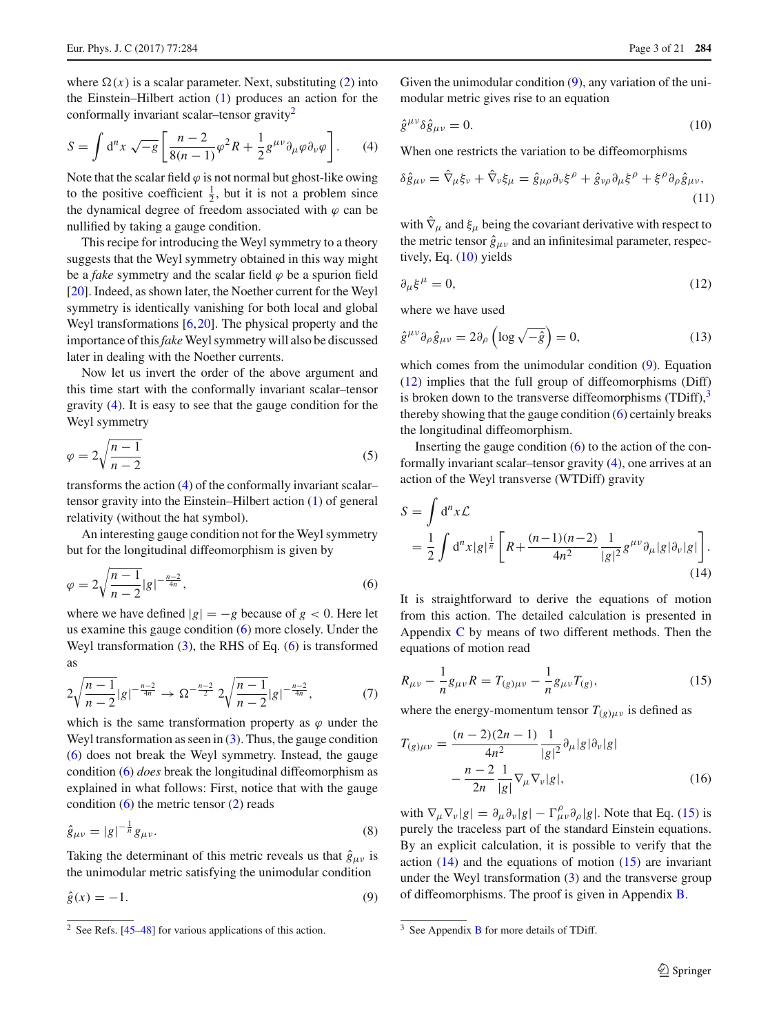where $\Omega(x)$ is a scalar parameter. Next, substituting (2) into the Einstein–Hilbert action (1) produces an action for the conformally invariant scalar–tensor gravity[2]

$$S = \int d^n x \sqrt{-g} \left[ \frac{n-2}{8(n-1)} \varphi^2 R + \frac{1}{2} g^{\mu\nu} \partial_\mu \varphi \partial_\nu \varphi \right]. \tag{4}$$

Note that the scalar field $\varphi$ is not normal but ghost-like owing to the positive coefficient $\frac{1}{2}$, but it is not a problem since the dynamical degree of freedom associated with $\varphi$ can be nullified by taking a gauge condition.

This recipe for introducing the Weyl symmetry to a theory suggests that the Weyl symmetry obtained in this way might be a *fake* symmetry and the scalar field $\varphi$ be a spurion field [20]. Indeed, as shown later, the Noether current for the Weyl symmetry is identically vanishing for both local and global Weyl transformations [6,20]. The physical property and the importance of this *fake* Weyl symmetry will also be discussed later in dealing with the Noether currents.

Now let us invert the order of the above argument and this time start with the conformally invariant scalar–tensor gravity (4). It is easy to see that the gauge condition for the Weyl symmetry

$$\varphi = 2\sqrt{\frac{n-1}{n-2}} \tag{5}$$

transforms the action (4) of the conformally invariant scalar–tensor gravity into the Einstein–Hilbert action (1) of general relativity (without the hat symbol).

An interesting gauge condition not for the Weyl symmetry but for the longitudinal diffeomorphism is given by

$$\varphi = 2\sqrt{\frac{n-1}{n-2}} |g|^{-\frac{n-2}{4n}}, \tag{6}$$

where we have defined $|g| = -g$ because of $g < 0$. Here let us examine this gauge condition (6) more closely. Under the Weyl transformation (3), the RHS of Eq. (6) is transformed as

$$2\sqrt{\frac{n-1}{n-2}} |g|^{-\frac{n-2}{4n}} \to \Omega^{-\frac{n-2}{2}} 2\sqrt{\frac{n-1}{n-2}} |g|^{-\frac{n-2}{4n}}, \tag{7}$$

which is the same transformation property as $\varphi$ under the Weyl transformation as seen in (3). Thus, the gauge condition (6) does not break the Weyl symmetry. Instead, the gauge condition (6) *does* break the longitudinal diffeomorphism as explained in what follows: First, notice that with the gauge condition (6) the metric tensor (2) reads

$$\hat{g}_{\mu\nu} = |g|^{-\frac{1}{n}} g_{\mu\nu}. \tag{8}$$

Taking the determinant of this metric reveals us that $\hat{g}_{\mu\nu}$ is the unimodular metric satisfying the unimodular condition

$$\hat{g}(x) = -1. \tag{9}$$

Given the unimodular condition (9), any variation of the unimodular metric gives rise to an equation

$$\hat{g}^{\mu\nu} \delta \hat{g}_{\mu\nu} = 0. \tag{10}$$

When one restricts the variation to be diffeomorphisms

$$\delta \hat{g}_{\mu\nu} = \hat{\nabla}_\mu \xi_\nu + \hat{\nabla}_\nu \xi_\mu = \hat{g}_{\mu\rho} \partial_\nu \xi^\rho + \hat{g}_{\nu\rho} \partial_\mu \xi^\rho + \xi^\rho \partial_\rho \hat{g}_{\mu\nu}, \tag{11}$$

with $\hat{\nabla}_\mu$ and $\xi_\mu$ being the covariant derivative with respect to the metric tensor $\hat{g}_{\mu\nu}$ and an infinitesimal parameter, respectively, Eq. (10) yields

$$\partial_\mu \xi^\mu = 0, \tag{12}$$

where we have used

$$\hat{g}^{\mu\nu} \partial_\rho \hat{g}_{\mu\nu} = 2\partial_\rho \left( \log \sqrt{-\hat{g}} \right) = 0, \tag{13}$$

which comes from the unimodular condition (9). Equation (12) implies that the full group of diffeomorphisms (Diff) is broken down to the transverse diffeomorphisms (TDiff),[3] thereby showing that the gauge condition (6) certainly breaks the longitudinal diffeomorphism.

Inserting the gauge condition (6) to the action of the conformally invariant scalar–tensor gravity (4), one arrives at an action of the Weyl transverse (WTDiff) gravity

$$\begin{aligned} S &= \int d^n x \mathcal{L} \\ &= \frac{1}{2} \int d^n x |g|^{\frac{1}{n}} \left[ R + \frac{(n-1)(n-2)}{4n^2} \frac{1}{|g|^2} g^{\mu\nu} \partial_\mu |g| \partial_\nu |g| \right]. \end{aligned} \tag{14}$$

It is straightforward to derive the equations of motion from this action. The detailed calculation is presented in Appendix C by means of two different methods. Then the equations of motion read

$$R_{\mu\nu} - \frac{1}{n} g_{\mu\nu} R = T_{(g)\mu\nu} - \frac{1}{n} g_{\mu\nu} T_{(g)}, \tag{15}$$

where the energy-momentum tensor $T_{(g)\mu\nu}$ is defined as

$$\begin{aligned} T_{(g)\mu\nu} &= \frac{(n-2)(2n-1)}{4n^2} \frac{1}{|g|^2} \partial_\mu |g| \partial_\nu |g| \\ &\quad - \frac{n-2}{2n} \frac{1}{|g|} \nabla_\mu \nabla_\nu |g|, \end{aligned} \tag{16}$$

with $\nabla_\mu \nabla_\nu |g| = \partial_\mu \partial_\nu |g| - \Gamma^\rho_{\mu\nu} \partial_\rho |g|$. Note that Eq. (15) is purely the traceless part of the standard Einstein equations. By an explicit calculation, it is possible to verify that the action (14) and the equations of motion (15) are invariant under the Weyl transformation (3) and the transverse group of diffeomorphisms. The proof is given in Appendix B.

[2] See Refs. [45–48] for various applications of this action.

[3] See Appendix B for more details of TDiff.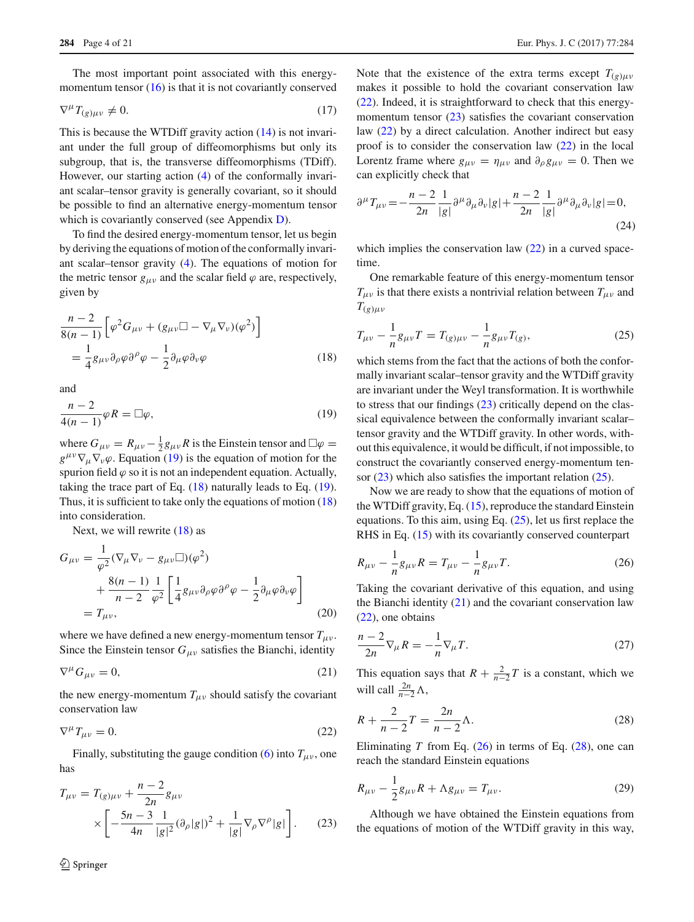The most important point associated with this energy-momentum tensor (16) is that it is not covariantly conserved

$$\nabla^\mu T_{(g)\mu\nu} \neq 0. \tag{17}$$

This is because the WTDiff gravity action (14) is not invariant under the full group of diffeomorphisms but only its subgroup, that is, the transverse diffeomorphisms (TDiff). However, our starting action (4) of the conformally invariant scalar–tensor gravity is generally covariant, so it should be possible to find an alternative energy-momentum tensor which is covariantly conserved (see Appendix D).

To find the desired energy-momentum tensor, let us begin by deriving the equations of motion of the conformally invariant scalar–tensor gravity (4). The equations of motion for the metric tensor $g_{\mu\nu}$ and the scalar field $\varphi$ are, respectively, given by

$$\frac{n-2}{8(n-1)}\left[\varphi^2 G_{\mu\nu} + (g_{\mu\nu}\Box - \nabla_\mu\nabla_\nu)(\varphi^2)\right] = \frac{1}{4}g_{\mu\nu}\partial_\rho\varphi\partial^\rho\varphi - \frac{1}{2}\partial_\mu\varphi\partial_\nu\varphi \tag{18}$$

and

$$\frac{n-2}{4(n-1)}\varphi R = \Box\varphi, \tag{19}$$

where $G_{\mu\nu} = R_{\mu\nu} - \frac{1}{2}g_{\mu\nu}R$ is the Einstein tensor and $\Box\varphi = g^{\mu\nu}\nabla_\mu\nabla_\nu\varphi$. Equation (19) is the equation of motion for the spurion field $\varphi$ so it is not an independent equation. Actually, taking the trace part of Eq. (18) naturally leads to Eq. (19). Thus, it is sufficient to take only the equations of motion (18) into consideration.

Next, we will rewrite (18) as

$$\begin{aligned} G_{\mu\nu} &= \frac{1}{\varphi^2}(\nabla_\mu\nabla_\nu - g_{\mu\nu}\Box)(\varphi^2) \\ &\quad + \frac{8(n-1)}{n-2}\frac{1}{\varphi^2}\left[\frac{1}{4}g_{\mu\nu}\partial_\rho\varphi\partial^\rho\varphi - \frac{1}{2}\partial_\mu\varphi\partial_\nu\varphi\right] \\ &= T_{\mu\nu}, \end{aligned} \tag{20}$$

where we have defined a new energy-momentum tensor $T_{\mu\nu}$. Since the Einstein tensor $G_{\mu\nu}$ satisfies the Bianchi, identity

$$\nabla^\mu G_{\mu\nu} = 0, \tag{21}$$

the new energy-momentum $T_{\mu\nu}$ should satisfy the covariant conservation law

$$\nabla^\mu T_{\mu\nu} = 0. \tag{22}$$

Finally, substituting the gauge condition (6) into $T_{\mu\nu}$, one has

$$T_{\mu\nu} = T_{(g)\mu\nu} + \frac{n-2}{2n}g_{\mu\nu} \times \left[-\frac{5n-3}{4n}\frac{1}{|g|^2}(\partial_\rho|g|)^2 + \frac{1}{|g|}\nabla_\rho\nabla^\rho|g|\right]. \tag{23}$$

Note that the existence of the extra terms except $T_{(g)\mu\nu}$ makes it possible to hold the covariant conservation law (22). Indeed, it is straightforward to check that this energy-momentum tensor (23) satisfies the covariant conservation law (22) by a direct calculation. Another indirect but easy proof is to consider the conservation law (22) in the local Lorentz frame where $g_{\mu\nu} = \eta_{\mu\nu}$ and $\partial_\rho g_{\mu\nu} = 0$. Then we can explicitly check that

$$\partial^\mu T_{\mu\nu} = -\frac{n-2}{2n}\frac{1}{|g|}\partial^\mu\partial_\mu\partial_\nu|g| + \frac{n-2}{2n}\frac{1}{|g|}\partial^\mu\partial_\mu\partial_\nu|g| = 0, \tag{24}$$

which implies the conservation law (22) in a curved spacetime.

One remarkable feature of this energy-momentum tensor $T_{\mu\nu}$ is that there exists a nontrivial relation between $T_{\mu\nu}$ and $T_{(g)\mu\nu}$

$$T_{\mu\nu} - \frac{1}{n}g_{\mu\nu}T = T_{(g)\mu\nu} - \frac{1}{n}g_{\mu\nu}T_{(g)}, \tag{25}$$

which stems from the fact that the actions of both the conformally invariant scalar–tensor gravity and the WTDiff gravity are invariant under the Weyl transformation. It is worthwhile to stress that our findings (23) critically depend on the classical equivalence between the conformally invariant scalar–tensor gravity and the WTDiff gravity. In other words, without this equivalence, it would be difficult, if not impossible, to construct the covariantly conserved energy-momentum tensor (23) which also satisfies the important relation (25).

Now we are ready to show that the equations of motion of the WTDiff gravity, Eq. (15), reproduce the standard Einstein equations. To this aim, using Eq. (25), let us first replace the RHS in Eq. (15) with its covariantly conserved counterpart

$$R_{\mu\nu} - \frac{1}{n}g_{\mu\nu}R = T_{\mu\nu} - \frac{1}{n}g_{\mu\nu}T. \tag{26}$$

Taking the covariant derivative of this equation, and using the Bianchi identity (21) and the covariant conservation law (22), one obtains

$$\frac{n-2}{2n}\nabla_\mu R = -\frac{1}{n}\nabla_\mu T. \tag{27}$$

This equation says that $R + \frac{2}{n-2}T$ is a constant, which we will call $\frac{2n}{n-2}\Lambda$,

$$R + \frac{2}{n-2}T = \frac{2n}{n-2}\Lambda. \tag{28}$$

Eliminating $T$ from Eq. (26) in terms of Eq. (28), one can reach the standard Einstein equations

$$R_{\mu\nu} - \frac{1}{2}g_{\mu\nu}R + \Lambda g_{\mu\nu} = T_{\mu\nu}. \tag{29}$$

Although we have obtained the Einstein equations from the equations of motion of the WTDiff gravity in this way,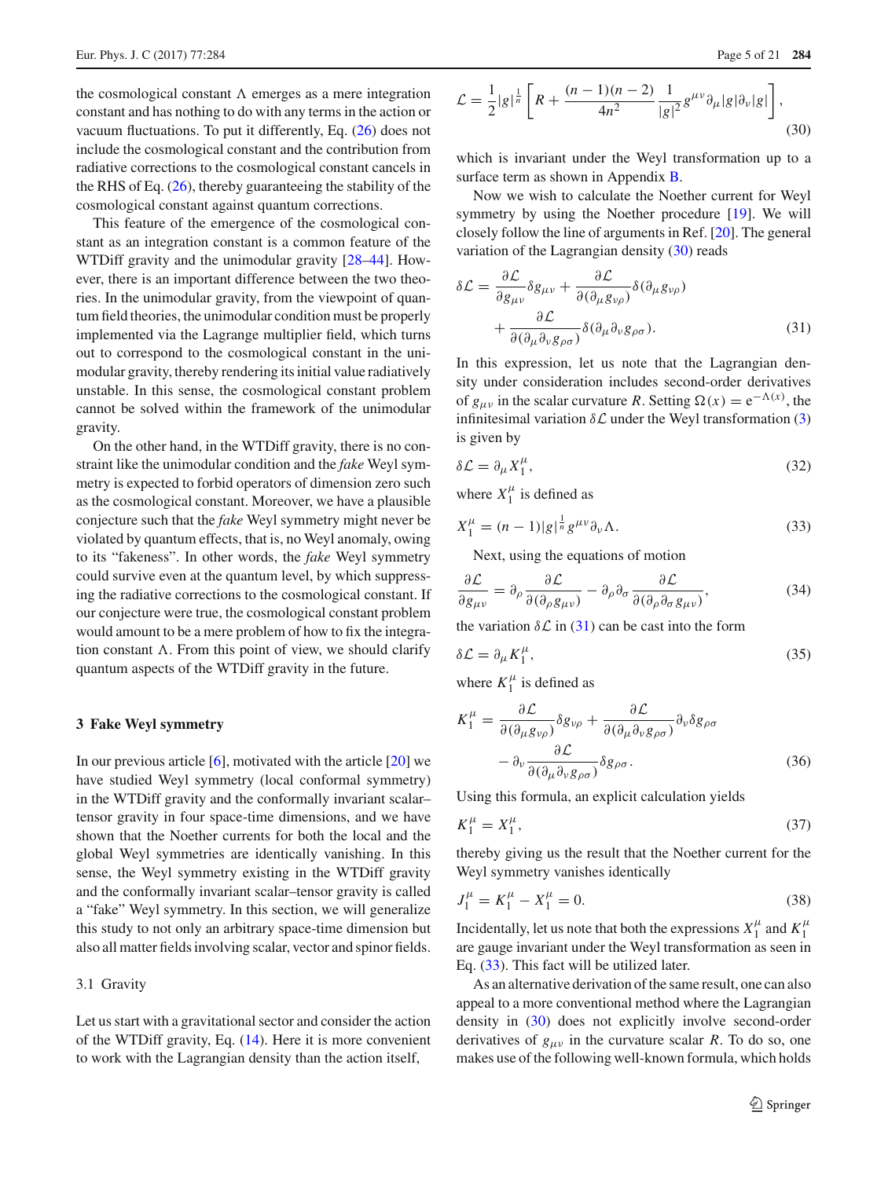the cosmological constant $\Lambda$ emerges as a mere integration constant and has nothing to do with any terms in the action or vacuum fluctuations. To put it differently, Eq. (26) does not include the cosmological constant and the contribution from radiative corrections to the cosmological constant cancels in the RHS of Eq. (26), thereby guaranteeing the stability of the cosmological constant against quantum corrections.

This feature of the emergence of the cosmological constant as an integration constant is a common feature of the WTDiff gravity and the unimodular gravity [28–44]. However, there is an important difference between the two theories. In the unimodular gravity, from the viewpoint of quantum field theories, the unimodular condition must be properly implemented via the Lagrange multiplier field, which turns out to correspond to the cosmological constant in the unimodular gravity, thereby rendering its initial value radiatively unstable. In this sense, the cosmological constant problem cannot be solved within the framework of the unimodular gravity.

On the other hand, in the WTDiff gravity, there is no constraint like the unimodular condition and the *fake* Weyl symmetry is expected to forbid operators of dimension zero such as the cosmological constant. Moreover, we have a plausible conjecture such that the *fake* Weyl symmetry might never be violated by quantum effects, that is, no Weyl anomaly, owing to its "fakeness". In other words, the *fake* Weyl symmetry could survive even at the quantum level, by which suppressing the radiative corrections to the cosmological constant. If our conjecture were true, the cosmological constant problem would amount to be a mere problem of how to fix the integration constant $\Lambda$. From this point of view, we should clarify quantum aspects of the WTDiff gravity in the future.

## 3 Fake Weyl symmetry

In our previous article [6], motivated with the article [20] we have studied Weyl symmetry (local conformal symmetry) in the WTDiff gravity and the conformally invariant scalar–tensor gravity in four space-time dimensions, and we have shown that the Noether currents for both the local and the global Weyl symmetries are identically vanishing. In this sense, the Weyl symmetry existing in the WTDiff gravity and the conformally invariant scalar–tensor gravity is called a "fake" Weyl symmetry. In this section, we will generalize this study to not only an arbitrary space-time dimension but also all matter fields involving scalar, vector and spinor fields.

### 3.1 Gravity

Let us start with a gravitational sector and consider the action of the WTDiff gravity, Eq. (14). Here it is more convenient to work with the Lagrangian density than the action itself,

$$
\mathcal{L} = \frac{1}{2}|g|^{\frac{1}{n}} \left[ R + \frac{(n-1)(n-2)}{4n^2} \frac{1}{|g|^2} g^{\mu\nu} \partial_\mu |g| \partial_\nu |g| \right], \tag{30}
$$

which is invariant under the Weyl transformation up to a surface term as shown in Appendix B.

Now we wish to calculate the Noether current for Weyl symmetry by using the Noether procedure [19]. We will closely follow the line of arguments in Ref. [20]. The general variation of the Lagrangian density (30) reads

$$
\delta \mathcal{L} = \frac{\partial \mathcal{L}}{\partial g_{\mu\nu}} \delta g_{\mu\nu} + \frac{\partial \mathcal{L}}{\partial(\partial_\mu g_{\nu\rho})} \delta(\partial_\mu g_{\nu\rho}) + \frac{\partial \mathcal{L}}{\partial(\partial_\mu \partial_\nu g_{\rho\sigma})} \delta(\partial_\mu \partial_\nu g_{\rho\sigma}). \tag{31}
$$

In this expression, let us note that the Lagrangian density under consideration includes second-order derivatives of $g_{\mu\nu}$ in the scalar curvature $R$. Setting $\Omega(x) = e^{-\Lambda(x)}$, the infinitesimal variation $\delta\mathcal{L}$ under the Weyl transformation (3) is given by

$$
\delta \mathcal{L} = \partial_\mu X_1^\mu, \tag{32}
$$

where $X_1^\mu$ is defined as

$$
X_1^\mu = (n-1)|g|^{\frac{1}{n}} g^{\mu\nu} \partial_\nu \Lambda. \tag{33}
$$

Next, using the equations of motion

$$
\frac{\partial \mathcal{L}}{\partial g_{\mu\nu}} = \partial_\rho \frac{\partial \mathcal{L}}{\partial(\partial_\rho g_{\mu\nu})} - \partial_\rho \partial_\sigma \frac{\partial \mathcal{L}}{\partial(\partial_\rho \partial_\sigma g_{\mu\nu})}, \tag{34}
$$

the variation $\delta\mathcal{L}$ in (31) can be cast into the form

$$
\delta \mathcal{L} = \partial_\mu K_1^\mu, \tag{35}
$$

where $K_1^\mu$ is defined as

$$
K_1^\mu = \frac{\partial \mathcal{L}}{\partial(\partial_\mu g_{\nu\rho})} \delta g_{\nu\rho} + \frac{\partial \mathcal{L}}{\partial(\partial_\mu \partial_\nu g_{\rho\sigma})} \partial_\nu \delta g_{\rho\sigma} - \partial_\nu \frac{\partial \mathcal{L}}{\partial(\partial_\mu \partial_\nu g_{\rho\sigma})} \delta g_{\rho\sigma}. \tag{36}
$$

Using this formula, an explicit calculation yields

$$
K_1^\mu = X_1^\mu, \tag{37}
$$

thereby giving us the result that the Noether current for the Weyl symmetry vanishes identically

$$
J_1^\mu = K_1^\mu - X_1^\mu = 0. \tag{38}
$$

Incidentally, let us note that both the expressions $X_1^\mu$ and $K_1^\mu$ are gauge invariant under the Weyl transformation as seen in Eq. (33). This fact will be utilized later.

As an alternative derivation of the same result, one can also appeal to a more conventional method where the Lagrangian density in (30) does not explicitly involve second-order derivatives of $g_{\mu\nu}$ in the curvature scalar $R$. To do so, one makes use of the following well-known formula, which holds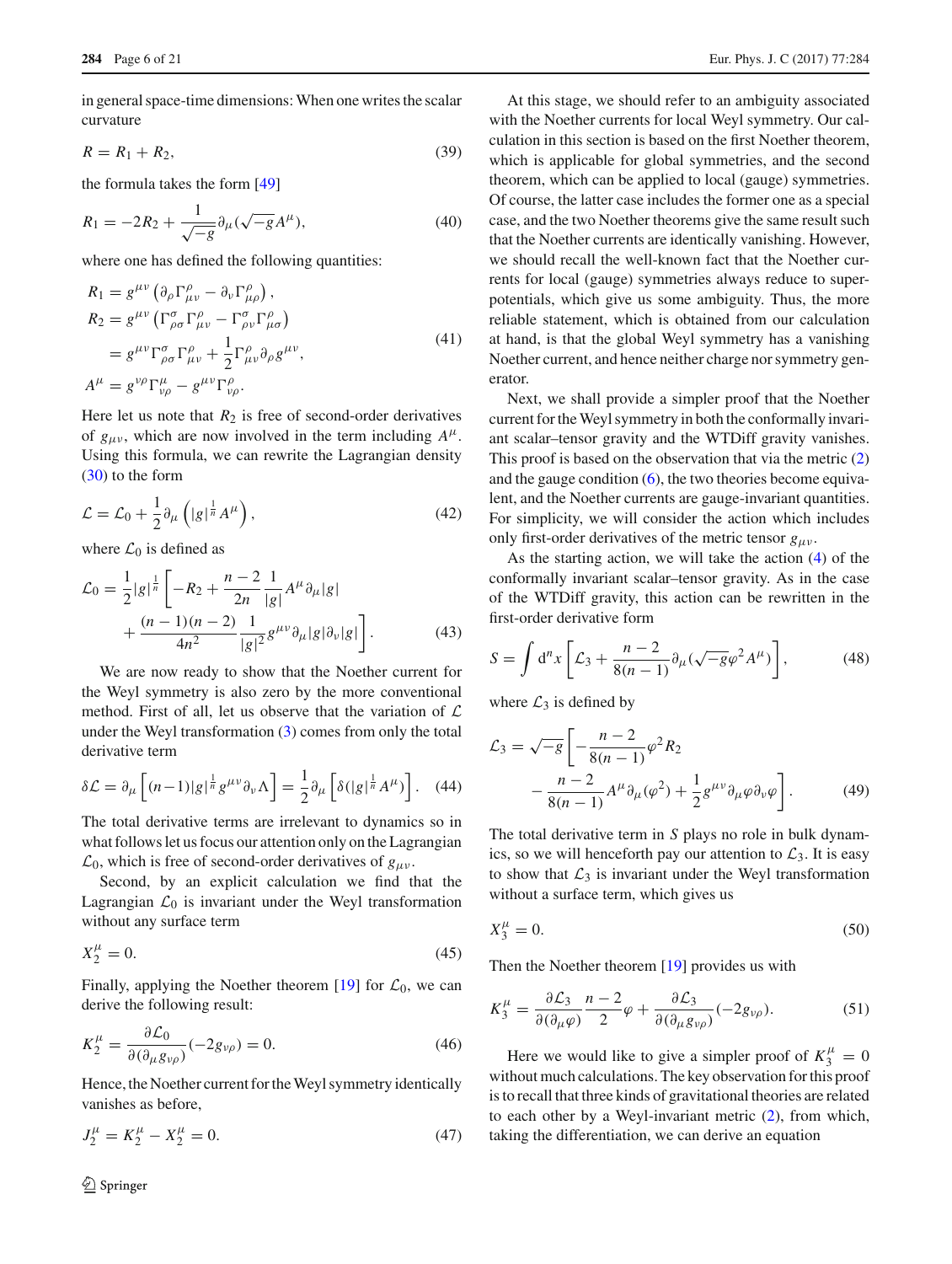in general space-time dimensions: When one writes the scalar curvature

$$R = R_1 + R_2, \tag{39}$$

the formula takes the form [49]

$$R_1 = -2R_2 + \frac{1}{\sqrt{-g}}\partial_\mu(\sqrt{-g}A^\mu), \tag{40}$$

where one has defined the following quantities:

$$\begin{aligned} R_1 &= g^{\mu\nu}\left(\partial_\rho \Gamma^\rho_{\mu\nu} - \partial_\nu \Gamma^\rho_{\mu\rho}\right), \\ R_2 &= g^{\mu\nu}\left(\Gamma^\sigma_{\rho\sigma}\Gamma^\rho_{\mu\nu} - \Gamma^\sigma_{\rho\nu}\Gamma^\rho_{\mu\sigma}\right) \\ &= g^{\mu\nu}\Gamma^\sigma_{\rho\sigma}\Gamma^\rho_{\mu\nu} + \frac{1}{2}\Gamma^\rho_{\mu\nu}\partial_\rho g^{\mu\nu}, \\ A^\mu &= g^{\nu\rho}\Gamma^\mu_{\nu\rho} - g^{\mu\nu}\Gamma^\rho_{\nu\rho}. \end{aligned} \tag{41}$$

Here let us note that $R_2$ is free of second-order derivatives of $g_{\mu\nu}$, which are now involved in the term including $A^\mu$. Using this formula, we can rewrite the Lagrangian density (30) to the form

$$\mathcal{L} = \mathcal{L}_0 + \frac{1}{2}\partial_\mu\left(|g|^{\frac{1}{n}}A^\mu\right), \tag{42}$$

where $\mathcal{L}_0$ is defined as

$$\mathcal{L}_0 = \frac{1}{2}|g|^{\frac{1}{n}}\left[-R_2 + \frac{n-2}{2n}\frac{1}{|g|}A^\mu\partial_\mu|g| + \frac{(n-1)(n-2)}{4n^2}\frac{1}{|g|^2}g^{\mu\nu}\partial_\mu|g|\partial_\nu|g|\right]. \tag{43}$$

We are now ready to show that the Noether current for the Weyl symmetry is also zero by the more conventional method. First of all, let us observe that the variation of $\mathcal{L}$ under the Weyl transformation (3) comes from only the total derivative term

$$\delta\mathcal{L} = \partial_\mu\left[(n-1)|g|^{\frac{1}{n}}g^{\mu\nu}\partial_\nu\Lambda\right] = \frac{1}{2}\partial_\mu\left[\delta(|g|^{\frac{1}{n}}A^\mu)\right]. \tag{44}$$

The total derivative terms are irrelevant to dynamics so in what follows let us focus our attention only on the Lagrangian $\mathcal{L}_0$, which is free of second-order derivatives of $g_{\mu\nu}$.

Second, by an explicit calculation we find that the Lagrangian $\mathcal{L}_0$ is invariant under the Weyl transformation without any surface term

$$X_2^\mu = 0. \tag{45}$$

Finally, applying the Noether theorem [19] for $\mathcal{L}_0$, we can derive the following result:

$$K_2^\mu = \frac{\partial\mathcal{L}_0}{\partial(\partial_\mu g_{\nu\rho})}(-2g_{\nu\rho}) = 0. \tag{46}$$

Hence, the Noether current for the Weyl symmetry identically vanishes as before,

$$J_2^\mu = K_2^\mu - X_2^\mu = 0. \tag{47}$$

At this stage, we should refer to an ambiguity associated with the Noether currents for local Weyl symmetry. Our calculation in this section is based on the first Noether theorem, which is applicable for global symmetries, and the second theorem, which can be applied to local (gauge) symmetries. Of course, the latter case includes the former one as a special case, and the two Noether theorems give the same result such that the Noether currents are identically vanishing. However, we should recall the well-known fact that the Noether currents for local (gauge) symmetries always reduce to superpotentials, which give us some ambiguity. Thus, the more reliable statement, which is obtained from our calculation at hand, is that the global Weyl symmetry has a vanishing Noether current, and hence neither charge nor symmetry generator.

Next, we shall provide a simpler proof that the Noether current for the Weyl symmetry in both the conformally invariant scalar–tensor gravity and the WTDiff gravity vanishes. This proof is based on the observation that via the metric (2) and the gauge condition (6), the two theories become equivalent, and the Noether currents are gauge-invariant quantities. For simplicity, we will consider the action which includes only first-order derivatives of the metric tensor $g_{\mu\nu}$.

As the starting action, we will take the action (4) of the conformally invariant scalar–tensor gravity. As in the case of the WTDiff gravity, this action can be rewritten in the first-order derivative form

$$S = \int d^n x\left[\mathcal{L}_3 + \frac{n-2}{8(n-1)}\partial_\mu(\sqrt{-g}\varphi^2 A^\mu)\right], \tag{48}$$

where $\mathcal{L}_3$ is defined by

$$\mathcal{L}_3 = \sqrt{-g}\left[-\frac{n-2}{8(n-1)}\varphi^2 R_2 - \frac{n-2}{8(n-1)}A^\mu\partial_\mu(\varphi^2) + \frac{1}{2}g^{\mu\nu}\partial_\mu\varphi\partial_\nu\varphi\right]. \tag{49}$$

The total derivative term in $S$ plays no role in bulk dynamics, so we will henceforth pay our attention to $\mathcal{L}_3$. It is easy to show that $\mathcal{L}_3$ is invariant under the Weyl transformation without a surface term, which gives us

$$X_3^\mu = 0. \tag{50}$$

Then the Noether theorem [19] provides us with

$$K_3^\mu = \frac{\partial\mathcal{L}_3}{\partial(\partial_\mu\varphi)}\frac{n-2}{2}\varphi + \frac{\partial\mathcal{L}_3}{\partial(\partial_\mu g_{\nu\rho})}(-2g_{\nu\rho}). \tag{51}$$

Here we would like to give a simpler proof of $K_3^\mu = 0$ without much calculations. The key observation for this proof is to recall that three kinds of gravitational theories are related to each other by a Weyl-invariant metric (2), from which, taking the differentiation, we can derive an equation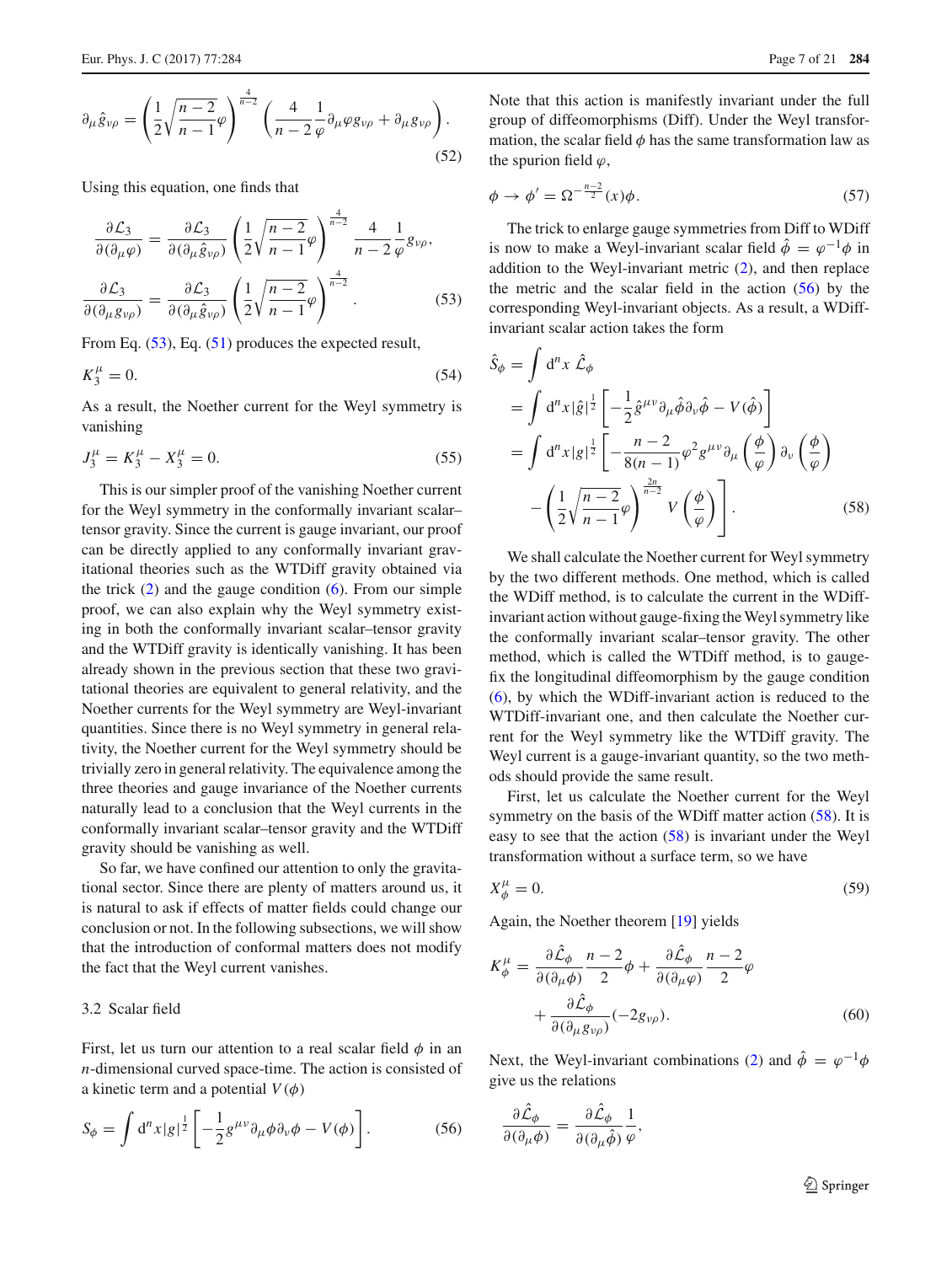$$\partial_\mu \hat{g}_{\nu\rho} = \left( \frac{1}{2}\sqrt{\frac{n-2}{n-1}}\varphi \right)^{\frac{4}{n-2}} \left( \frac{4}{n-2}\frac{1}{\varphi}\partial_\mu \varphi g_{\nu\rho} + \partial_\mu g_{\nu\rho} \right). \tag{52}$$

Using this equation, one finds that

$$\frac{\partial \mathcal{L}_3}{\partial(\partial_\mu \varphi)} = \frac{\partial \mathcal{L}_3}{\partial(\partial_\mu \hat{g}_{\nu\rho})} \left( \frac{1}{2}\sqrt{\frac{n-2}{n-1}}\varphi \right)^{\frac{4}{n-2}} \frac{4}{n-2}\frac{1}{\varphi} g_{\nu\rho},$$
$$\frac{\partial \mathcal{L}_3}{\partial(\partial_\mu g_{\nu\rho})} = \frac{\partial \mathcal{L}_3}{\partial(\partial_\mu \hat{g}_{\nu\rho})} \left( \frac{1}{2}\sqrt{\frac{n-2}{n-1}}\varphi \right)^{\frac{4}{n-2}}. \tag{53}$$

From Eq. (53), Eq. (51) produces the expected result,

$$K_3^\mu = 0. \tag{54}$$

As a result, the Noether current for the Weyl symmetry is vanishing

$$J_3^\mu = K_3^\mu - X_3^\mu = 0. \tag{55}$$

This is our simpler proof of the vanishing Noether current for the Weyl symmetry in the conformally invariant scalar–tensor gravity. Since the current is gauge invariant, our proof can be directly applied to any conformally invariant gravitational theories such as the WTDiff gravity obtained via the trick (2) and the gauge condition (6). From our simple proof, we can also explain why the Weyl symmetry existing in both the conformally invariant scalar–tensor gravity and the WTDiff gravity is identically vanishing. It has been already shown in the previous section that these two gravitational theories are equivalent to general relativity, and the Noether currents for the Weyl symmetry are Weyl-invariant quantities. Since there is no Weyl symmetry in general relativity, the Noether current for the Weyl symmetry should be trivially zero in general relativity. The equivalence among the three theories and gauge invariance of the Noether currents naturally lead to a conclusion that the Weyl currents in the conformally invariant scalar–tensor gravity and the WTDiff gravity should be vanishing as well.

So far, we have confined our attention to only the gravitational sector. Since there are plenty of matters around us, it is natural to ask if effects of matter fields could change our conclusion or not. In the following subsections, we will show that the introduction of conformal matters does not modify the fact that the Weyl current vanishes.

### 3.2 Scalar field

First, let us turn our attention to a real scalar field $\phi$ in an $n$-dimensional curved space-time. The action is consisted of a kinetic term and a potential $V(\phi)$

$$S_\phi = \int d^n x |g|^{\frac{1}{2}} \left[ -\frac{1}{2} g^{\mu\nu}\partial_\mu \phi \partial_\nu \phi - V(\phi) \right]. \tag{56}$$

Note that this action is manifestly invariant under the full group of diffeomorphisms (Diff). Under the Weyl transformation, the scalar field $\phi$ has the same transformation law as the spurion field $\varphi$,

$$\phi \to \phi' = \Omega^{-\frac{n-2}{2}}(x)\phi. \tag{57}$$

The trick to enlarge gauge symmetries from Diff to WDiff is now to make a Weyl-invariant scalar field $\hat{\phi} = \varphi^{-1}\phi$ in addition to the Weyl-invariant metric (2), and then replace the metric and the scalar field in the action (56) by the corresponding Weyl-invariant objects. As a result, a WDiff-invariant scalar action takes the form

$$\begin{aligned}
\hat{S}_\phi &= \int d^n x \, \hat{\mathcal{L}}_\phi \\
&= \int d^n x |\hat{g}|^{\frac{1}{2}} \left[ -\frac{1}{2} \hat{g}^{\mu\nu}\partial_\mu \hat{\phi} \partial_\nu \hat{\phi} - V(\hat{\phi}) \right] \\
&= \int d^n x |g|^{\frac{1}{2}} \left[ -\frac{n-2}{8(n-1)} \varphi^2 g^{\mu\nu} \partial_\mu \left( \frac{\phi}{\varphi} \right) \partial_\nu \left( \frac{\phi}{\varphi} \right) \right. \\
&\quad \left. - \left( \frac{1}{2}\sqrt{\frac{n-2}{n-1}}\varphi \right)^{\frac{2n}{n-2}} V\left( \frac{\phi}{\varphi} \right) \right].
\end{aligned} \tag{58}$$

We shall calculate the Noether current for Weyl symmetry by the two different methods. One method, which is called the WDiff method, is to calculate the current in the WDiff-invariant action without gauge-fixing the Weyl symmetry like the conformally invariant scalar–tensor gravity. The other method, which is called the WTDiff method, is to gauge-fix the longitudinal diffeomorphism by the gauge condition (6), by which the WDiff-invariant action is reduced to the WTDiff-invariant one, and then calculate the Noether current for the Weyl symmetry like the WTDiff gravity. The Weyl current is a gauge-invariant quantity, so the two methods should provide the same result.

First, let us calculate the Noether current for the Weyl symmetry on the basis of the WDiff matter action (58). It is easy to see that the action (58) is invariant under the Weyl transformation without a surface term, so we have

$$X_\phi^\mu = 0. \tag{59}$$

Again, the Noether theorem [19] yields

$$K_\phi^\mu = \frac{\partial \hat{\mathcal{L}}_\phi}{\partial(\partial_\mu \phi)} \frac{n-2}{2}\phi + \frac{\partial \hat{\mathcal{L}}_\phi}{\partial(\partial_\mu \varphi)} \frac{n-2}{2}\varphi + \frac{\partial \hat{\mathcal{L}}_\phi}{\partial(\partial_\mu g_{\nu\rho})}(-2g_{\nu\rho}). \tag{60}$$

Next, the Weyl-invariant combinations (2) and $\hat{\phi} = \varphi^{-1}\phi$ give us the relations

$$\frac{\partial \hat{\mathcal{L}}_\phi}{\partial(\partial_\mu \phi)} = \frac{\partial \hat{\mathcal{L}}_\phi}{\partial(\partial_\mu \hat{\phi})}\frac{1}{\varphi},$$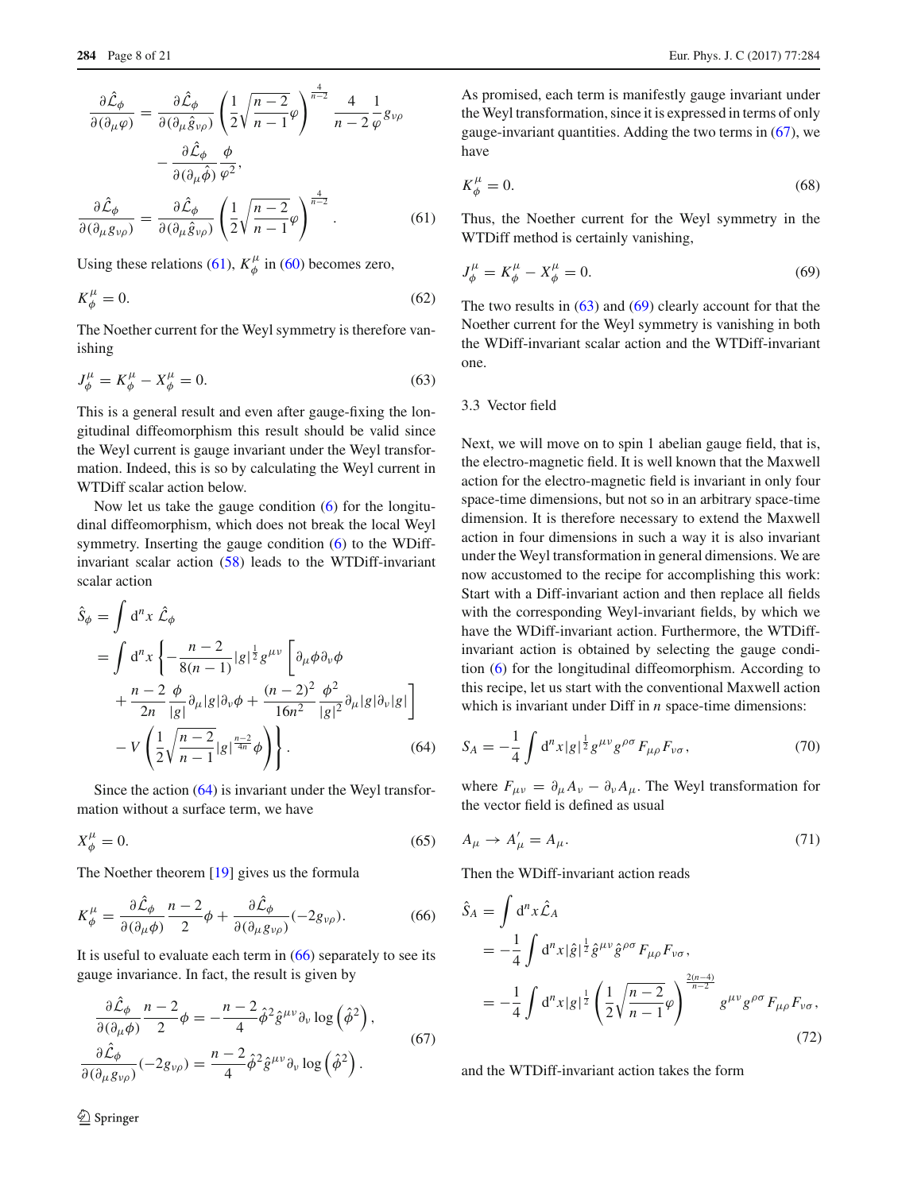$$
\frac{\partial \hat{\mathcal{L}}_\phi}{\partial(\partial_\mu \varphi)} = \frac{\partial \hat{\mathcal{L}}_\phi}{\partial(\partial_\mu \hat{g}_{\nu\rho})} \left(\frac{1}{2}\sqrt{\frac{n-2}{n-1}}\varphi\right)^{\frac{4}{n-2}} \frac{4}{n-2}\frac{1}{\varphi} g_{\nu\rho}
$$

$$
- \frac{\partial \hat{\mathcal{L}}_\phi}{\partial(\partial_\mu \hat{\phi})} \frac{\phi}{\varphi^2},
$$

$$
\frac{\partial \hat{\mathcal{L}}_\phi}{\partial(\partial_\mu g_{\nu\rho})} = \frac{\partial \hat{\mathcal{L}}_\phi}{\partial(\partial_\mu \hat{g}_{\nu\rho})} \left(\frac{1}{2}\sqrt{\frac{n-2}{n-1}}\varphi\right)^{\frac{4}{n-2}}. \tag{61}
$$

Using these relations (61), $K^\mu_\phi$ in (60) becomes zero,

$$
K^\mu_\phi = 0. \tag{62}
$$

The Noether current for the Weyl symmetry is therefore vanishing

$$
J^\mu_\phi = K^\mu_\phi - X^\mu_\phi = 0. \tag{63}
$$

This is a general result and even after gauge-fixing the longitudinal diffeomorphism this result should be valid since the Weyl current is gauge invariant under the Weyl transformation. Indeed, this is so by calculating the Weyl current in WTDiff scalar action below.

Now let us take the gauge condition (6) for the longitudinal diffeomorphism, which does not break the local Weyl symmetry. Inserting the gauge condition (6) to the WDiff-invariant scalar action (58) leads to the WTDiff-invariant scalar action

$$
\begin{aligned}
\hat{S}_\phi &= \int d^n x\, \hat{\mathcal{L}}_\phi \\
&= \int d^n x \left\{ -\frac{n-2}{8(n-1)} |g|^{\frac{1}{2}} g^{\mu\nu} \left[ \partial_\mu \phi \partial_\nu \phi \right.\right. \\
&\quad \left. + \frac{n-2}{2n} \frac{\phi}{|g|} \partial_\mu |g| \partial_\nu \phi + \frac{(n-2)^2}{16n^2} \frac{\phi^2}{|g|^2} \partial_\mu |g| \partial_\nu |g| \right] \\
&\quad \left. - V\left( \frac{1}{2}\sqrt{\frac{n-2}{n-1}} |g|^{\frac{n-2}{4n}} \phi \right) \right\}.
\end{aligned} \tag{64}
$$

Since the action (64) is invariant under the Weyl transformation without a surface term, we have

$$
X^\mu_\phi = 0. \tag{65}
$$

The Noether theorem [19] gives us the formula

$$
K^\mu_\phi = \frac{\partial \hat{\mathcal{L}}_\phi}{\partial(\partial_\mu \phi)} \frac{n-2}{2}\phi + \frac{\partial \hat{\mathcal{L}}_\phi}{\partial(\partial_\mu g_{\nu\rho})}(-2g_{\nu\rho}). \tag{66}
$$

It is useful to evaluate each term in (66) separately to see its gauge invariance. In fact, the result is given by

$$
\begin{aligned}
\frac{\partial \hat{\mathcal{L}}_\phi}{\partial(\partial_\mu \phi)} \frac{n-2}{2}\phi &= -\frac{n-2}{4} \hat{\phi}^2 \hat{g}^{\mu\nu} \partial_\nu \log\left(\hat{\phi}^2\right), \\
\frac{\partial \hat{\mathcal{L}}_\phi}{\partial(\partial_\mu g_{\nu\rho})}(-2g_{\nu\rho}) &= \frac{n-2}{4} \hat{\phi}^2 \hat{g}^{\mu\nu} \partial_\nu \log\left(\hat{\phi}^2\right).
\end{aligned} \tag{67}
$$

As promised, each term is manifestly gauge invariant under the Weyl transformation, since it is expressed in terms of only gauge-invariant quantities. Adding the two terms in (67), we have

$$
K^\mu_\phi = 0. \tag{68}
$$

Thus, the Noether current for the Weyl symmetry in the WTDiff method is certainly vanishing,

$$
J^\mu_\phi = K^\mu_\phi - X^\mu_\phi = 0. \tag{69}
$$

The two results in (63) and (69) clearly account for that the Noether current for the Weyl symmetry is vanishing in both the WDiff-invariant scalar action and the WTDiff-invariant one.

### 3.3 Vector field

Next, we will move on to spin 1 abelian gauge field, that is, the electro-magnetic field. It is well known that the Maxwell action for the electro-magnetic field is invariant in only four space-time dimensions, but not so in an arbitrary space-time dimension. It is therefore necessary to extend the Maxwell action in four dimensions in such a way it is also invariant under the Weyl transformation in general dimensions. We are now accustomed to the recipe for accomplishing this work: Start with a Diff-invariant action and then replace all fields with the corresponding Weyl-invariant fields, by which we have the WDiff-invariant action. Furthermore, the WTDiff-invariant action is obtained by selecting the gauge condition (6) for the longitudinal diffeomorphism. According to this recipe, let us start with the conventional Maxwell action which is invariant under Diff in $n$ space-time dimensions:

$$
S_A = -\frac{1}{4}\int d^n x |g|^{\frac{1}{2}} g^{\mu\nu} g^{\rho\sigma} F_{\mu\rho} F_{\nu\sigma}, \tag{70}
$$

where $F_{\mu\nu} = \partial_\mu A_\nu - \partial_\nu A_\mu$. The Weyl transformation for the vector field is defined as usual

$$
A_\mu \to A'_\mu = A_\mu. \tag{71}
$$

Then the WDiff-invariant action reads

$$
\begin{aligned}
\hat{S}_A &= \int d^n x \hat{\mathcal{L}}_A \\
&= -\frac{1}{4}\int d^n x |\hat{g}|^{\frac{1}{2}} \hat{g}^{\mu\nu} \hat{g}^{\rho\sigma} F_{\mu\rho} F_{\nu\sigma}, \\
&= -\frac{1}{4}\int d^n x |g|^{\frac{1}{2}} \left(\frac{1}{2}\sqrt{\frac{n-2}{n-1}}\varphi\right)^{\frac{2(n-4)}{n-2}} g^{\mu\nu} g^{\rho\sigma} F_{\mu\rho} F_{\nu\sigma},
\end{aligned} \tag{72}
$$

and the WTDiff-invariant action takes the form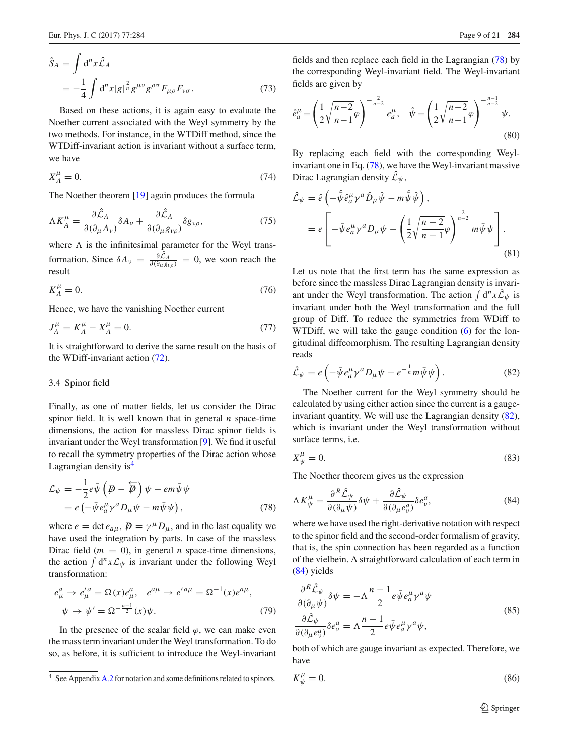$$
\begin{aligned}
\hat{S}_A &= \int d^n x \hat{\mathcal{L}}_A \\
&= -\frac{1}{4} \int d^n x |g|^{\frac{2}{n}} g^{\mu\nu} g^{\rho\sigma} F_{\mu\rho} F_{\nu\sigma}.
\end{aligned} \tag{73}
$$

Based on these actions, it is again easy to evaluate the Noether current associated with the Weyl symmetry by the two methods. For instance, in the WTDiff method, since the WTDiff-invariant action is invariant without a surface term, we have

$$
X_A^\mu = 0. \tag{74}
$$

The Noether theorem [19] again produces the formula

$$
\Lambda K_A^\mu = \frac{\partial \hat{\mathcal{L}}_A}{\partial(\partial_\mu A_\nu)} \delta A_\nu + \frac{\partial \hat{\mathcal{L}}_A}{\partial(\partial_\mu g_{\nu\rho})} \delta g_{\nu\rho}, \tag{75}
$$

where $\Lambda$ is the infinitesimal parameter for the Weyl transformation. Since $\delta A_\nu = \frac{\partial \hat{\mathcal{L}}_A}{\partial(\partial_\mu g_{\nu\rho})} = 0$, we soon reach the result

$$
K_A^\mu = 0. \tag{76}
$$

Hence, we have the vanishing Noether current

$$
J_A^\mu = K_A^\mu - X_A^\mu = 0. \tag{77}
$$

It is straightforward to derive the same result on the basis of the WDiff-invariant action (72).

### 3.4 Spinor field

Finally, as one of matter fields, let us consider the Dirac spinor field. It is well known that in general $n$ space-time dimensions, the action for massless Dirac spinor fields is invariant under the Weyl transformation [9]. We find it useful to recall the symmetry properties of the Dirac action whose Lagrangian density is[4]

$$
\begin{aligned}
\mathcal{L}_\psi &= -\frac{1}{2} e \bar{\psi} \left( \not{D} - \overleftarrow{\not{D}} \right) \psi - e m \bar{\psi} \psi \\
&= e \left( -\bar{\psi} e_a^\mu \gamma^a D_\mu \psi - m \bar{\psi} \psi \right),
\end{aligned} \tag{78}
$$

where $e = \det e_{a\mu}$, $\not{D} = \gamma^\mu D_\mu$, and in the last equality we have used the integration by parts. In case of the massless Dirac field ($m = 0$), in general $n$ space-time dimensions, the action $\int d^n x \mathcal{L}_\psi$ is invariant under the following Weyl transformation:

$$
\begin{aligned}
& e_\mu^a \rightarrow e'^a_\mu = \Omega(x) e_\mu^a, \quad e^{a\mu} \rightarrow e'^{a\mu} = \Omega^{-1}(x) e^{a\mu}, \\
& \psi \rightarrow \psi' = \Omega^{-\frac{n-1}{2}}(x) \psi.
\end{aligned} \tag{79}
$$

In the presence of the scalar field $\varphi$, we can make even the mass term invariant under the Weyl transformation. To do so, as before, it is sufficient to introduce the Weyl-invariant fields and then replace each field in the Lagrangian (78) by the corresponding Weyl-invariant field. The Weyl-invariant fields are given by

$$
\hat{e}_a^\mu = \left( \frac{1}{2} \sqrt{\frac{n-2}{n-1}} \varphi \right)^{-\frac{2}{n-2}} e_a^\mu, \quad \hat{\psi} = \left( \frac{1}{2} \sqrt{\frac{n-2}{n-1}} \varphi \right)^{-\frac{n-1}{n-2}} \psi. \tag{80}
$$

By replacing each field with the corresponding Weyl-invariant one in Eq. (78), we have the Weyl-invariant massive Dirac Lagrangian density $\hat{\mathcal{L}}_\psi$,

$$
\begin{aligned}
\hat{\mathcal{L}}_\psi &= \hat{e} \left( -\hat{\bar{\psi}} \hat{e}_a^\mu \gamma^a \hat{D}_\mu \hat{\psi} - m \hat{\bar{\psi}} \hat{\psi} \right), \\
&= e \left[ -\bar{\psi} e_a^\mu \gamma^a D_\mu \psi - \left( \frac{1}{2} \sqrt{\frac{n-2}{n-1}} \varphi \right)^{\frac{2}{n-2}} m \bar{\psi} \psi \right].
\end{aligned} \tag{81}
$$

Let us note that the first term has the same expression as before since the massless Dirac Lagrangian density is invariant under the Weyl transformation. The action $\int d^n x \hat{\mathcal{L}}_\psi$ is invariant under both the Weyl transformation and the full group of Diff. To reduce the symmetries from WDiff to WTDiff, we will take the gauge condition (6) for the longitudinal diffeomorphism. The resulting Lagrangian density reads

$$
\hat{\mathcal{L}}_\psi = e \left( -\bar{\psi} e_a^\mu \gamma^a D_\mu \psi - e^{-\frac{1}{n}} m \bar{\psi} \psi \right). \tag{82}
$$

The Noether current for the Weyl symmetry should be calculated by using either action since the current is a gauge-invariant quantity. We will use the Lagrangian density (82), which is invariant under the Weyl transformation without surface terms, i.e.

$$
X_\psi^\mu = 0. \tag{83}
$$

The Noether theorem gives us the expression

$$
\Lambda K_\psi^\mu = \frac{\partial^R \hat{\mathcal{L}}_\psi}{\partial(\partial_\mu \psi)} \delta \psi + \frac{\partial \hat{\mathcal{L}}_\psi}{\partial(\partial_\mu e_\nu^a)} \delta e_\nu^a, \tag{84}
$$

where we have used the right-derivative notation with respect to the spinor field and the second-order formalism of gravity, that is, the spin connection has been regarded as a function of the vielbein. A straightforward calculation of each term in (84) yields

$$
\begin{aligned}
& \frac{\partial^R \hat{\mathcal{L}}_\psi}{\partial(\partial_\mu \psi)} \delta \psi = -\Lambda \frac{n-1}{2} e \bar{\psi} e_a^\mu \gamma^a \psi \\
& \frac{\partial \hat{\mathcal{L}}_\psi}{\partial(\partial_\mu e_\nu^a)} \delta e_\nu^a = \Lambda \frac{n-1}{2} e \bar{\psi} e_a^\mu \gamma^a \psi,
\end{aligned} \tag{85}
$$

both of which are gauge invariant as expected. Therefore, we have

$$
K_\psi^\mu = 0. \tag{86}
$$

---

[4] See Appendix A.2 for notation and some definitions related to spinors.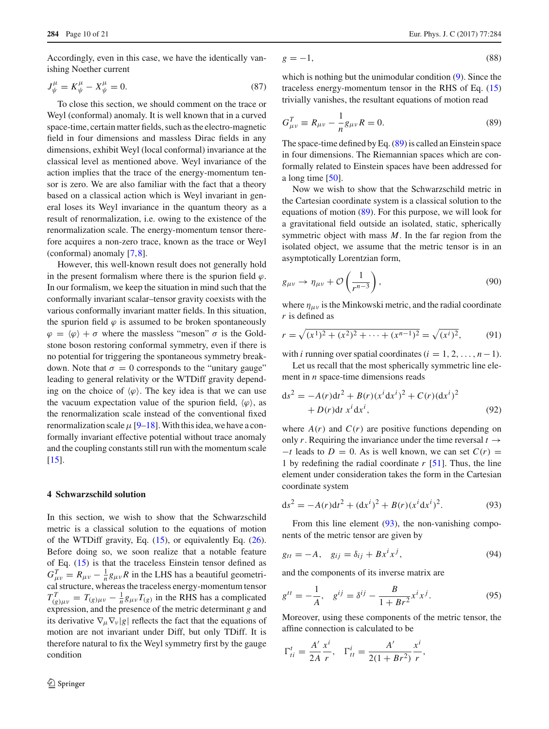Accordingly, even in this case, we have the identically vanishing Noether current

$$J^\mu_\psi = K^\mu_\psi - X^\mu_\psi = 0. \tag{87}$$

To close this section, we should comment on the trace or Weyl (conformal) anomaly. It is well known that in a curved space-time, certain matter fields, such as the electro-magnetic field in four dimensions and massless Dirac fields in any dimensions, exhibit Weyl (local conformal) invariance at the classical level as mentioned above. Weyl invariance of the action implies that the trace of the energy-momentum tensor is zero. We are also familiar with the fact that a theory based on a classical action which is Weyl invariant in general loses its Weyl invariance in the quantum theory as a result of renormalization, i.e. owing to the existence of the renormalization scale. The energy-momentum tensor therefore acquires a non-zero trace, known as the trace or Weyl (conformal) anomaly [7,8].

However, this well-known result does not generally hold in the present formalism where there is the spurion field $\varphi$. In our formalism, we keep the situation in mind such that the conformally invariant scalar–tensor gravity coexists with the various conformally invariant matter fields. In this situation, the spurion field $\varphi$ is assumed to be broken spontaneously $\varphi = \langle\varphi\rangle + \sigma$ where the massless "meson" $\sigma$ is the Goldstone boson restoring conformal symmetry, even if there is no potential for triggering the spontaneous symmetry breakdown. Note that $\sigma = 0$ corresponds to the "unitary gauge" leading to general relativity or the WTDiff gravity depending on the choice of $\langle\varphi\rangle$. The key idea is that we can use the vacuum expectation value of the spurion field, $\langle\varphi\rangle$, as the renormalization scale instead of the conventional fixed renormalization scale $\mu$ [9–18]. With this idea, we have a conformally invariant effective potential without trace anomaly and the coupling constants still run with the momentum scale [15].

## 4 Schwarzschild solution

In this section, we wish to show that the Schwarzschild metric is a classical solution to the equations of motion of the WTDiff gravity, Eq. (15), or equivalently Eq. (26). Before doing so, we soon realize that a notable feature of Eq. (15) is that the traceless Einstein tensor defined as $G^T_{\mu\nu} = R_{\mu\nu} - \frac{1}{n} g_{\mu\nu} R$ in the LHS has a beautiful geometrical structure, whereas the traceless energy-momentum tensor $T^T_{(g)\mu\nu} = T_{(g)\mu\nu} - \frac{1}{n} g_{\mu\nu} T_{(g)}$ in the RHS has a complicated expression, and the presence of the metric determinant $g$ and its derivative $\nabla_\mu \nabla_\nu |g|$ reflects the fact that the equations of motion are not invariant under Diff, but only TDiff. It is therefore natural to fix the Weyl symmetry first by the gauge condition

$$g = -1, \tag{88}$$

which is nothing but the unimodular condition (9). Since the traceless energy-momentum tensor in the RHS of Eq. (15) trivially vanishes, the resultant equations of motion read

$$G^T_{\mu\nu} \equiv R_{\mu\nu} - \frac{1}{n} g_{\mu\nu} R = 0. \tag{89}$$

The space-time defined by Eq. (89) is called an Einstein space in four dimensions. The Riemannian spaces which are conformally related to Einstein spaces have been addressed for a long time [50].

Now we wish to show that the Schwarzschild metric in the Cartesian coordinate system is a classical solution to the equations of motion (89). For this purpose, we will look for a gravitational field outside an isolated, static, spherically symmetric object with mass $M$. In the far region from the isolated object, we assume that the metric tensor is in an asymptotically Lorentzian form,

$$g_{\mu\nu} \to \eta_{\mu\nu} + \mathcal{O}\left(\frac{1}{r^{n-3}}\right), \tag{90}$$

where $\eta_{\mu\nu}$ is the Minkowski metric, and the radial coordinate $r$ is defined as

$$r = \sqrt{(x^1)^2 + (x^2)^2 + \cdots + (x^{n-1})^2} = \sqrt{(x^i)^2}, \tag{91}$$

with $i$ running over spatial coordinates ($i = 1, 2, \ldots, n-1$).

Let us recall that the most spherically symmetric line element in $n$ space-time dimensions reads

$$\begin{aligned} ds^2 = &-A(r) dt^2 + B(r)(x^i dx^i)^2 + C(r)(dx^i)^2 \\ &+ D(r) dt\, x^i dx^i, \end{aligned} \tag{92}$$

where $A(r)$ and $C(r)$ are positive functions depending on only $r$. Requiring the invariance under the time reversal $t \to -t$ leads to $D = 0$. As is well known, we can set $C(r) = 1$ by redefining the radial coordinate $r$ [51]. Thus, the line element under consideration takes the form in the Cartesian coordinate system

$$ds^2 = -A(r) dt^2 + (dx^i)^2 + B(r)(x^i dx^i)^2. \tag{93}$$

From this line element (93), the non-vanishing components of the metric tensor are given by

$$g_{tt} = -A, \quad g_{ij} = \delta_{ij} + B x^i x^j, \tag{94}$$

and the components of its inverse matrix are

$$g^{tt} = -\frac{1}{A}, \quad g^{ij} = \delta^{ij} - \frac{B}{1 + Br^2} x^i x^j. \tag{95}$$

Moreover, using these components of the metric tensor, the affine connection is calculated to be

$$\Gamma^t_{ti} = \frac{A'}{2A} \frac{x^i}{r}, \quad \Gamma^i_{tt} = \frac{A'}{2(1 + Br^2)} \frac{x^i}{r},$$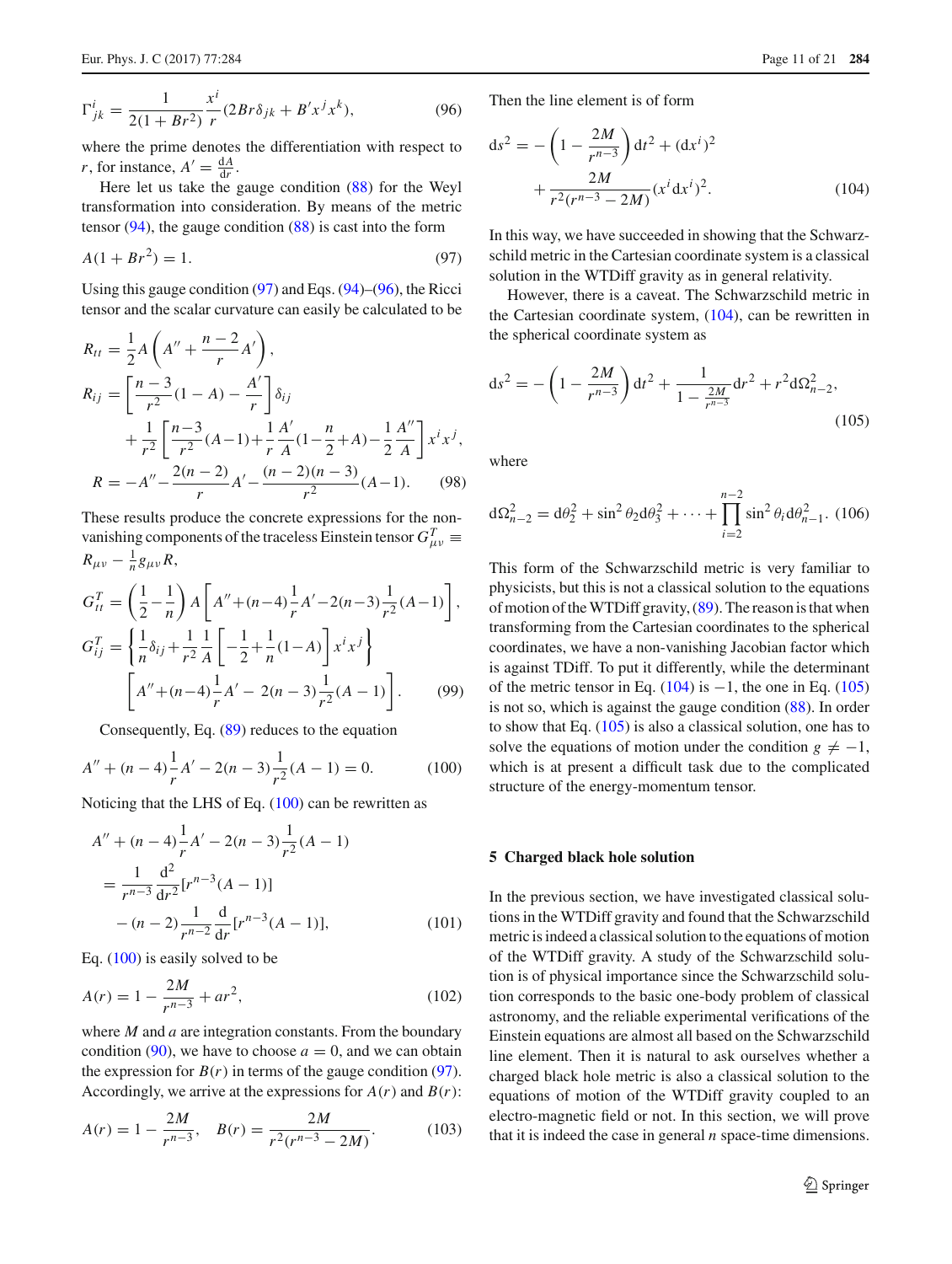$$\Gamma^i_{jk} = \frac{1}{2(1+Br^2)} \frac{x^i}{r} (2Br\delta_{jk} + B' x^j x^k), \tag{96}$$

where the prime denotes the differentiation with respect to $r$, for instance, $A' = \frac{dA}{dr}$.

Here let us take the gauge condition (88) for the Weyl transformation into consideration. By means of the metric tensor (94), the gauge condition (88) is cast into the form

$$A(1+Br^2) = 1. \tag{97}$$

Using this gauge condition (97) and Eqs. (94)–(96), the Ricci tensor and the scalar curvature can easily be calculated to be

$$\begin{aligned}
R_{tt} &= \frac{1}{2} A \left( A'' + \frac{n-2}{r} A' \right), \\
R_{ij} &= \left[ \frac{n-3}{r^2}(1-A) - \frac{A'}{r} \right] \delta_{ij} \\
&\quad + \frac{1}{r^2} \left[ \frac{n-3}{r^2}(A-1) + \frac{1}{r}\frac{A'}{A}\left(1 - \frac{n}{2} + A\right) - \frac{1}{2}\frac{A''}{A} \right] x^i x^j, \\
R &= -A'' - \frac{2(n-2)}{r} A' - \frac{(n-2)(n-3)}{r^2}(A-1).
\end{aligned} \tag{98}$$

These results produce the concrete expressions for the non-vanishing components of the traceless Einstein tensor $G^T_{\mu\nu} \equiv R_{\mu\nu} - \frac{1}{n} g_{\mu\nu} R$,

$$\begin{aligned}
G^T_{tt} &= \left( \frac{1}{2} - \frac{1}{n} \right) A \left[ A'' + (n-4)\frac{1}{r}A' - 2(n-3)\frac{1}{r^2}(A-1) \right], \\
G^T_{ij} &= \left\{ \frac{1}{n}\delta_{ij} + \frac{1}{r^2}\frac{1}{A}\left[ -\frac{1}{2} + \frac{1}{n}(1-A) \right] x^i x^j \right\} \\
&\quad \left[ A'' + (n-4)\frac{1}{r}A' - 2(n-3)\frac{1}{r^2}(A-1) \right].
\end{aligned} \tag{99}$$

Consequently, Eq. (89) reduces to the equation

$$A'' + (n-4)\frac{1}{r}A' - 2(n-3)\frac{1}{r^2}(A-1) = 0. \tag{100}$$

Noticing that the LHS of Eq. (100) can be rewritten as

$$\begin{aligned}
&A'' + (n-4)\frac{1}{r}A' - 2(n-3)\frac{1}{r^2}(A-1) \\
&= \frac{1}{r^{n-3}} \frac{d^2}{dr^2}[r^{n-3}(A-1)] \\
&\quad - (n-2)\frac{1}{r^{n-2}}\frac{d}{dr}[r^{n-3}(A-1)],
\end{aligned} \tag{101}$$

Eq. (100) is easily solved to be

$$A(r) = 1 - \frac{2M}{r^{n-3}} + ar^2, \tag{102}$$

where $M$ and $a$ are integration constants. From the boundary condition (90), we have to choose $a = 0$, and we can obtain the expression for $B(r)$ in terms of the gauge condition (97). Accordingly, we arrive at the expressions for $A(r)$ and $B(r)$:

$$A(r) = 1 - \frac{2M}{r^{n-3}}, \quad B(r) = \frac{2M}{r^2(r^{n-3} - 2M)}. \tag{103}$$

Then the line element is of form

$$\begin{aligned}
ds^2 &= -\left(1 - \frac{2M}{r^{n-3}}\right) dt^2 + (dx^i)^2 \\
&\quad + \frac{2M}{r^2(r^{n-3} - 2M)} (x^i dx^i)^2.
\end{aligned} \tag{104}$$

In this way, we have succeeded in showing that the Schwarzschild metric in the Cartesian coordinate system is a classical solution in the WTDiff gravity as in general relativity.

However, there is a caveat. The Schwarzschild metric in the Cartesian coordinate system, (104), can be rewritten in the spherical coordinate system as

$$ds^2 = -\left(1 - \frac{2M}{r^{n-3}}\right) dt^2 + \frac{1}{1 - \frac{2M}{r^{n-3}}} dr^2 + r^2 d\Omega^2_{n-2}, \tag{105}$$

where

$$d\Omega^2_{n-2} = d\theta_2^2 + \sin^2\theta_2 d\theta_3^2 + \cdots + \prod_{i=2}^{n-2} \sin^2\theta_i d\theta^2_{n-1}. \tag{106}$$

This form of the Schwarzschild metric is very familiar to physicists, but this is not a classical solution to the equations of motion of the WTDiff gravity, (89). The reason is that when transforming from the Cartesian coordinates to the spherical coordinates, we have a non-vanishing Jacobian factor which is against TDiff. To put it differently, while the determinant of the metric tensor in Eq. (104) is $-1$, the one in Eq. (105) is not so, which is against the gauge condition (88). In order to show that Eq. (105) is also a classical solution, one has to solve the equations of motion under the condition $g \neq -1$, which is at present a difficult task due to the complicated structure of the energy-momentum tensor.

## 5 Charged black hole solution

In the previous section, we have investigated classical solutions in the WTDiff gravity and found that the Schwarzschild metric is indeed a classical solution to the equations of motion of the WTDiff gravity. A study of the Schwarzschild solution is of physical importance since the Schwarzschild solution corresponds to the basic one-body problem of classical astronomy, and the reliable experimental verifications of the Einstein equations are almost all based on the Schwarzschild line element. Then it is natural to ask ourselves whether a charged black hole metric is also a classical solution to the equations of motion of the WTDiff gravity coupled to an electro-magnetic field or not. In this section, we will prove that it is indeed the case in general $n$ space-time dimensions.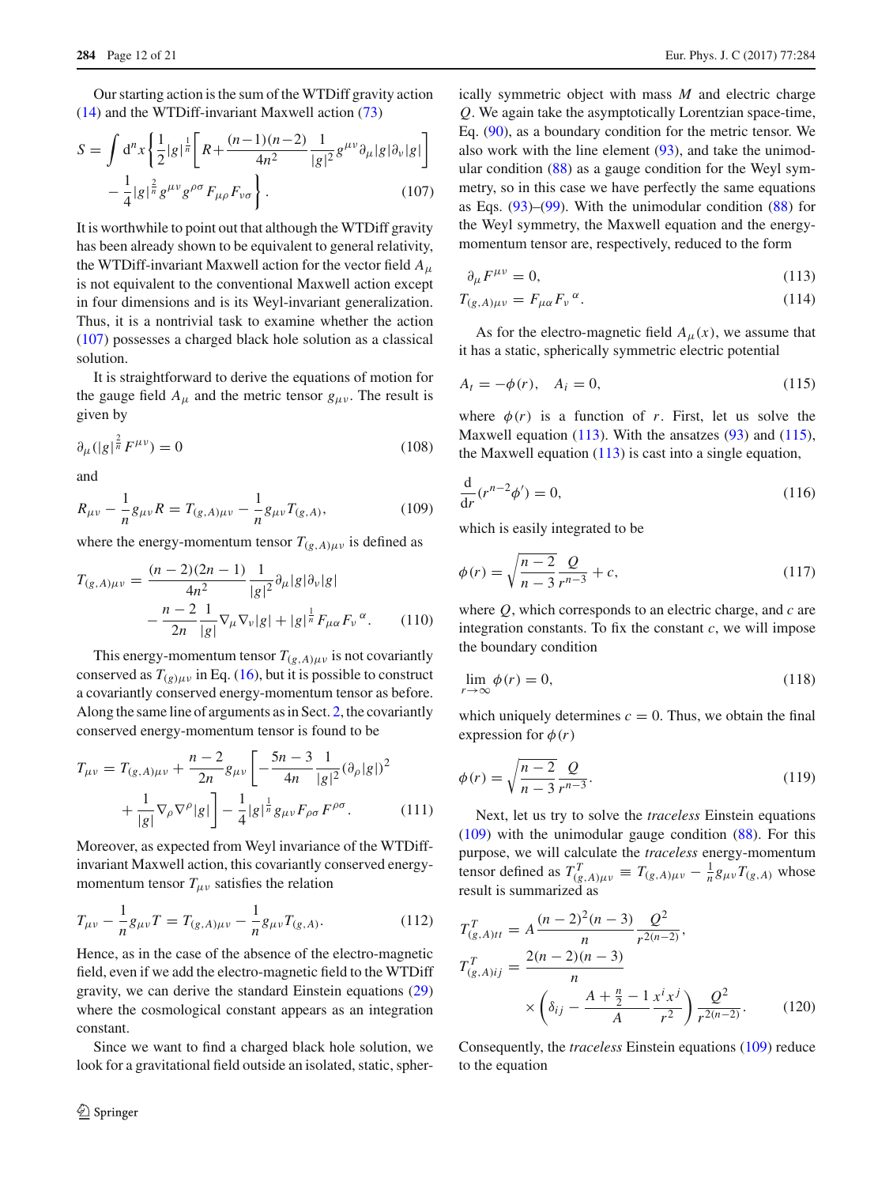Our starting action is the sum of the WTDiff gravity action (14) and the WTDiff-invariant Maxwell action (73)

$$S = \int d^n x \left\{ \frac{1}{2}|g|^{\frac{1}{n}} \left[ R + \frac{(n-1)(n-2)}{4n^2} \frac{1}{|g|^2} g^{\mu\nu} \partial_\mu |g| \partial_\nu |g| \right] - \frac{1}{4}|g|^{\frac{2}{n}} g^{\mu\nu} g^{\rho\sigma} F_{\mu\rho} F_{\nu\sigma} \right\}. \tag{107}$$

It is worthwhile to point out that although the WTDiff gravity has been already shown to be equivalent to general relativity, the WTDiff-invariant Maxwell action for the vector field $A_\mu$ is not equivalent to the conventional Maxwell action except in four dimensions and is its Weyl-invariant generalization. Thus, it is a nontrivial task to examine whether the action (107) possesses a charged black hole solution as a classical solution.

It is straightforward to derive the equations of motion for the gauge field $A_\mu$ and the metric tensor $g_{\mu\nu}$. The result is given by

$$\partial_\mu (|g|^{\frac{2}{n}} F^{\mu\nu}) = 0 \tag{108}$$

and

$$R_{\mu\nu} - \frac{1}{n} g_{\mu\nu} R = T_{(g,A)\mu\nu} - \frac{1}{n} g_{\mu\nu} T_{(g,A)}, \tag{109}$$

where the energy-momentum tensor $T_{(g,A)\mu\nu}$ is defined as

$$T_{(g,A)\mu\nu} = \frac{(n-2)(2n-1)}{4n^2} \frac{1}{|g|^2} \partial_\mu |g| \partial_\nu |g| - \frac{n-2}{2n} \frac{1}{|g|} \nabla_\mu \nabla_\nu |g| + |g|^{\frac{1}{n}} F_{\mu\alpha} F_\nu{}^\alpha. \tag{110}$$

This energy-momentum tensor $T_{(g,A)\mu\nu}$ is not covariantly conserved as $T_{(g)\mu\nu}$ in Eq. (16), but it is possible to construct a covariantly conserved energy-momentum tensor as before. Along the same line of arguments as in Sect. 2, the covariantly conserved energy-momentum tensor is found to be

$$T_{\mu\nu} = T_{(g,A)\mu\nu} + \frac{n-2}{2n} g_{\mu\nu} \left[ -\frac{5n-3}{4n} \frac{1}{|g|^2} (\partial_\rho |g|)^2 + \frac{1}{|g|} \nabla_\rho \nabla^\rho |g| \right] - \frac{1}{4} |g|^{\frac{1}{n}} g_{\mu\nu} F_{\rho\sigma} F^{\rho\sigma}. \tag{111}$$

Moreover, as expected from Weyl invariance of the WTDiff-invariant Maxwell action, this covariantly conserved energy-momentum tensor $T_{\mu\nu}$ satisfies the relation

$$T_{\mu\nu} - \frac{1}{n} g_{\mu\nu} T = T_{(g,A)\mu\nu} - \frac{1}{n} g_{\mu\nu} T_{(g,A)}. \tag{112}$$

Hence, as in the case of the absence of the electro-magnetic field, even if we add the electro-magnetic field to the WTDiff gravity, we can derive the standard Einstein equations (29) where the cosmological constant appears as an integration constant.

Since we want to find a charged black hole solution, we look for a gravitational field outside an isolated, static, spherically symmetric object with mass $M$ and electric charge $Q$. We again take the asymptotically Lorentzian space-time, Eq. (90), as a boundary condition for the metric tensor. We also work with the line element (93), and take the unimodular condition (88) as a gauge condition for the Weyl symmetry, so in this case we have perfectly the same equations as Eqs. (93)–(99). With the unimodular condition (88) for the Weyl symmetry, the Maxwell equation and the energy-momentum tensor are, respectively, reduced to the form

$$\partial_\mu F^{\mu\nu} = 0, \tag{113}$$

$$T_{(g,A)\mu\nu} = F_{\mu\alpha} F_\nu{}^\alpha. \tag{114}$$

As for the electro-magnetic field $A_\mu(x)$, we assume that it has a static, spherically symmetric electric potential

$$A_t = -\phi(r), \quad A_i = 0, \tag{115}$$

where $\phi(r)$ is a function of $r$. First, let us solve the Maxwell equation (113). With the ansatzes (93) and (115), the Maxwell equation (113) is cast into a single equation,

$$\frac{d}{dr}(r^{n-2}\phi') = 0, \tag{116}$$

which is easily integrated to be

$$\phi(r) = \sqrt{\frac{n-2}{n-3}} \frac{Q}{r^{n-3}} + c, \tag{117}$$

where $Q$, which corresponds to an electric charge, and $c$ are integration constants. To fix the constant $c$, we will impose the boundary condition

$$\lim_{r \to \infty} \phi(r) = 0, \tag{118}$$

which uniquely determines $c = 0$. Thus, we obtain the final expression for $\phi(r)$

$$\phi(r) = \sqrt{\frac{n-2}{n-3}} \frac{Q}{r^{n-3}}. \tag{119}$$

Next, let us try to solve the *traceless* Einstein equations (109) with the unimodular gauge condition (88). For this purpose, we will calculate the *traceless* energy-momentum tensor defined as $T^T_{(g,A)\mu\nu} \equiv T_{(g,A)\mu\nu} - \frac{1}{n} g_{\mu\nu} T_{(g,A)}$ whose result is summarized as

$$T^T_{(g,A)tt} = A \frac{(n-2)^2(n-3)}{n} \frac{Q^2}{r^{2(n-2)}},$$

$$T^T_{(g,A)ij} = \frac{2(n-2)(n-3)}{n} \times \left( \delta_{ij} - \frac{A + \frac{n}{2} - 1}{A} \frac{x^i x^j}{r^2} \right) \frac{Q^2}{r^{2(n-2)}}. \tag{120}$$

Consequently, the *traceless* Einstein equations (109) reduce to the equation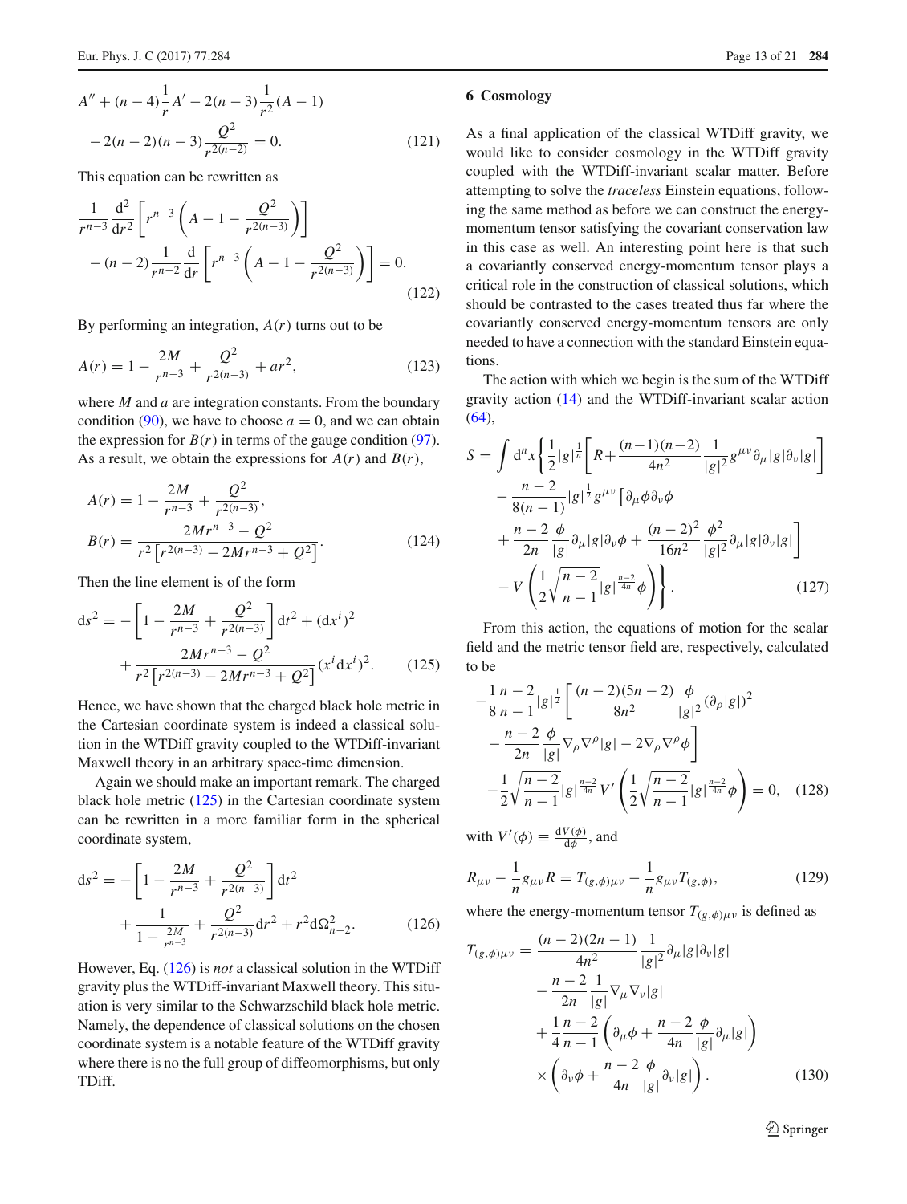$$A'' + (n-4)\frac{1}{r}A' - 2(n-3)\frac{1}{r^2}(A-1) - 2(n-2)(n-3)\frac{Q^2}{r^{2(n-2)}} = 0. \tag{121}$$

This equation can be rewritten as

$$\frac{1}{r^{n-3}}\frac{\mathrm{d}^2}{\mathrm{d}r^2}\left[r^{n-3}\left(A - 1 - \frac{Q^2}{r^{2(n-3)}}\right)\right] - (n-2)\frac{1}{r^{n-2}}\frac{\mathrm{d}}{\mathrm{d}r}\left[r^{n-3}\left(A - 1 - \frac{Q^2}{r^{2(n-3)}}\right)\right] = 0. \tag{122}$$

By performing an integration, $A(r)$ turns out to be

$$A(r) = 1 - \frac{2M}{r^{n-3}} + \frac{Q^2}{r^{2(n-3)}} + ar^2, \tag{123}$$

where $M$ and $a$ are integration constants. From the boundary condition (90), we have to choose $a = 0$, and we can obtain the expression for $B(r)$ in terms of the gauge condition (97). As a result, we obtain the expressions for $A(r)$ and $B(r)$,

$$A(r) = 1 - \frac{2M}{r^{n-3}} + \frac{Q^2}{r^{2(n-3)}},$$
$$B(r) = \frac{2Mr^{n-3} - Q^2}{r^2\left[r^{2(n-3)} - 2Mr^{n-3} + Q^2\right]}. \tag{124}$$

Then the line element is of the form

$$\mathrm{d}s^2 = -\left[1 - \frac{2M}{r^{n-3}} + \frac{Q^2}{r^{2(n-3)}}\right]\mathrm{d}t^2 + (\mathrm{d}x^i)^2 + \frac{2Mr^{n-3} - Q^2}{r^2\left[r^{2(n-3)} - 2Mr^{n-3} + Q^2\right]}(x^i\mathrm{d}x^i)^2. \tag{125}$$

Hence, we have shown that the charged black hole metric in the Cartesian coordinate system is indeed a classical solution in the WTDiff gravity coupled to the WTDiff-invariant Maxwell theory in an arbitrary space-time dimension.

Again we should make an important remark. The charged black hole metric (125) in the Cartesian coordinate system can be rewritten in a more familiar form in the spherical coordinate system,

$$\mathrm{d}s^2 = -\left[1 - \frac{2M}{r^{n-3}} + \frac{Q^2}{r^{2(n-3)}}\right]\mathrm{d}t^2 + \frac{1}{1 - \frac{2M}{r^{n-3}}} + \frac{Q^2}{r^{2(n-3)}}\mathrm{d}r^2 + r^2\mathrm{d}\Omega_{n-2}^2. \tag{126}$$

However, Eq. (126) is *not* a classical solution in the WTDiff gravity plus the WTDiff-invariant Maxwell theory. This situation is very similar to the Schwarzschild black hole metric. Namely, the dependence of classical solutions on the chosen coordinate system is a notable feature of the WTDiff gravity where there is no the full group of diffeomorphisms, but only TDiff.

## 6 Cosmology

As a final application of the classical WTDiff gravity, we would like to consider cosmology in the WTDiff gravity coupled with the WTDiff-invariant scalar matter. Before attempting to solve the *traceless* Einstein equations, following the same method as before we can construct the energy-momentum tensor satisfying the covariant conservation law in this case as well. An interesting point here is that such a covariantly conserved energy-momentum tensor plays a critical role in the construction of classical solutions, which should be contrasted to the cases treated thus far where the covariantly conserved energy-momentum tensors are only needed to have a connection with the standard Einstein equations.

The action with which we begin is the sum of the WTDiff gravity action (14) and the WTDiff-invariant scalar action (64),

$$S = \int \mathrm{d}^n x \left\{ \frac{1}{2}|g|^{\frac{1}{n}}\left[R + \frac{(n-1)(n-2)}{4n^2}\frac{1}{|g|^2}g^{\mu\nu}\partial_\mu|g|\partial_\nu|g|\right] - \frac{n-2}{8(n-1)}|g|^{\frac{1}{2}}g^{\mu\nu}\left[\partial_\mu\phi\partial_\nu\phi + \frac{n-2}{2n}\frac{\phi}{|g|}\partial_\mu|g|\partial_\nu\phi + \frac{(n-2)^2}{16n^2}\frac{\phi^2}{|g|^2}\partial_\mu|g|\partial_\nu|g|\right] - V\left(\frac{1}{2}\sqrt{\frac{n-2}{n-1}}|g|^{\frac{n-2}{4n}}\phi\right)\right\}. \tag{127}$$

From this action, the equations of motion for the scalar field and the metric tensor field are, respectively, calculated to be

$$-\frac{1}{8}\frac{n-2}{n-1}|g|^{\frac{1}{2}}\left[\frac{(n-2)(5n-2)}{8n^2}\frac{\phi}{|g|^2}(\partial_\rho|g|)^2 - \frac{n-2}{2n}\frac{\phi}{|g|}\nabla_\rho\nabla^\rho|g| - 2\nabla_\rho\nabla^\rho\phi\right] - \frac{1}{2}\sqrt{\frac{n-2}{n-1}}|g|^{\frac{n-2}{4n}}V'\left(\frac{1}{2}\sqrt{\frac{n-2}{n-1}}|g|^{\frac{n-2}{4n}}\phi\right) = 0, \tag{128}$$

with $V'(\phi) \equiv \frac{\mathrm{d}V(\phi)}{\mathrm{d}\phi}$, and

$$R_{\mu\nu} - \frac{1}{n}g_{\mu\nu}R = T_{(g,\phi)\mu\nu} - \frac{1}{n}g_{\mu\nu}T_{(g,\phi)}, \tag{129}$$

where the energy-momentum tensor $T_{(g,\phi)\mu\nu}$ is defined as

$$T_{(g,\phi)\mu\nu} = \frac{(n-2)(2n-1)}{4n^2}\frac{1}{|g|^2}\partial_\mu|g|\partial_\nu|g| - \frac{n-2}{2n}\frac{1}{|g|}\nabla_\mu\nabla_\nu|g| + \frac{1}{4}\frac{n-2}{n-1}\left(\partial_\mu\phi + \frac{n-2}{4n}\frac{\phi}{|g|}\partial_\mu|g|\right) \times \left(\partial_\nu\phi + \frac{n-2}{4n}\frac{\phi}{|g|}\partial_\nu|g|\right). \tag{130}$$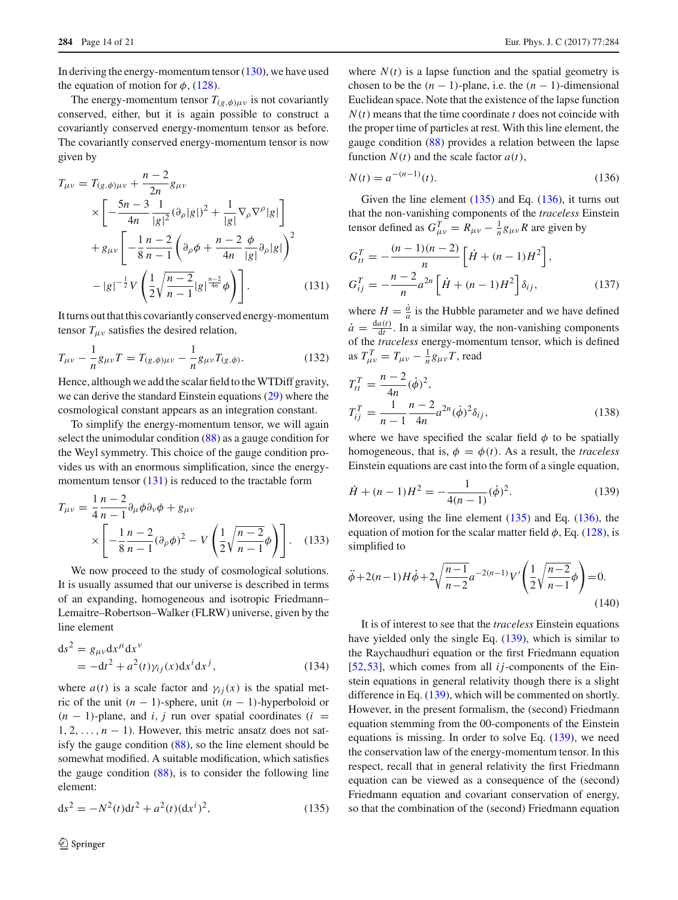In deriving the energy-momentum tensor (130), we have used the equation of motion for $\phi$, (128).

The energy-momentum tensor $T_{(g,\phi)\mu\nu}$ is not covariantly conserved, either, but it is again possible to construct a covariantly conserved energy-momentum tensor as before. The covariantly conserved energy-momentum tensor is now given by

$$
\begin{aligned}
T_{\mu\nu} &= T_{(g,\phi)\mu\nu} + \frac{n-2}{2n} g_{\mu\nu} \\
&\quad \times \left[ -\frac{5n-3}{4n} \frac{1}{|g|^2} (\partial_\rho |g|)^2 + \frac{1}{|g|} \nabla_\rho \nabla^\rho |g| \right] \\
&\quad + g_{\mu\nu} \left[ -\frac{1}{8} \frac{n-2}{n-1} \left( \partial_\rho \phi + \frac{n-2}{4n} \frac{\phi}{|g|} \partial_\rho |g| \right)^2 \right. \\
&\quad \left. - |g|^{-\frac{1}{2}} V \left( \frac{1}{2} \sqrt{\frac{n-2}{n-1}} |g|^{\frac{n-2}{4n}} \phi \right) \right]. \qquad (131)
\end{aligned}
$$

It turns out that this covariantly conserved energy-momentum tensor $T_{\mu\nu}$ satisfies the desired relation,

$$
T_{\mu\nu} - \frac{1}{n} g_{\mu\nu} T = T_{(g,\phi)\mu\nu} - \frac{1}{n} g_{\mu\nu} T_{(g,\phi)}. \qquad (132)
$$

Hence, although we add the scalar field to the WTDiff gravity, we can derive the standard Einstein equations (29) where the cosmological constant appears as an integration constant.

To simplify the energy-momentum tensor, we will again select the unimodular condition (88) as a gauge condition for the Weyl symmetry. This choice of the gauge condition provides us with an enormous simplification, since the energy-momentum tensor (131) is reduced to the tractable form

$$
\begin{aligned}
T_{\mu\nu} &= \frac{1}{4} \frac{n-2}{n-1} \partial_\mu \phi \partial_\nu \phi + g_{\mu\nu} \\
&\quad \times \left[ -\frac{1}{8} \frac{n-2}{n-1} (\partial_\rho \phi)^2 - V \left( \frac{1}{2} \sqrt{\frac{n-2}{n-1}} \phi \right) \right]. \qquad (133)
\end{aligned}
$$

We now proceed to the study of cosmological solutions. It is usually assumed that our universe is described in terms of an expanding, homogeneous and isotropic Friedmann–Lemaitre–Robertson–Walker (FLRW) universe, given by the line element

$$
\begin{aligned}
ds^2 &= g_{\mu\nu} dx^\mu dx^\nu \\
&= -dt^2 + a^2(t) \gamma_{ij}(x) dx^i dx^j, \qquad (134)
\end{aligned}
$$

where $a(t)$ is a scale factor and $\gamma_{ij}(x)$ is the spatial metric of the unit $(n-1)$-sphere, unit $(n-1)$-hyperboloid or $(n-1)$-plane, and $i, j$ run over spatial coordinates ($i = 1, 2, \ldots, n-1$). However, this metric ansatz does not satisfy the gauge condition (88), so the line element should be somewhat modified. A suitable modification, which satisfies the gauge condition (88), is to consider the following line element:

$$
ds^2 = -N^2(t) dt^2 + a^2(t) (dx^i)^2, \qquad (135)
$$

where $N(t)$ is a lapse function and the spatial geometry is chosen to be the $(n-1)$-plane, i.e. the $(n-1)$-dimensional Euclidean space. Note that the existence of the lapse function $N(t)$ means that the time coordinate $t$ does not coincide with the proper time of particles at rest. With this line element, the gauge condition (88) provides a relation between the lapse function $N(t)$ and the scale factor $a(t)$,

$$
N(t) = a^{-(n-1)}(t). \qquad (136)
$$

Given the line element (135) and Eq. (136), it turns out that the non-vanishing components of the *traceless* Einstein tensor defined as $G^T_{\mu\nu} = R_{\mu\nu} - \frac{1}{n} g_{\mu\nu} R$ are given by

$$
\begin{aligned}
G^T_{tt} &= -\frac{(n-1)(n-2)}{n} \left[ \dot{H} + (n-1) H^2 \right], \\
G^T_{ij} &= -\frac{n-2}{n} a^{2n} \left[ \dot{H} + (n-1) H^2 \right] \delta_{ij}, \qquad (137)
\end{aligned}
$$

where $H = \frac{\dot{a}}{a}$ is the Hubble parameter and we have defined $\dot{a} = \frac{da(t)}{dt}$. In a similar way, the non-vanishing components of the *traceless* energy-momentum tensor, which is defined as $T^T_{\mu\nu} = T_{\mu\nu} - \frac{1}{n} g_{\mu\nu} T$, read

$$
\begin{aligned}
T^T_{tt} &= \frac{n-2}{4n} (\dot{\phi})^2, \\
T^T_{ij} &= \frac{1}{n-1} \frac{n-2}{4n} a^{2n} (\dot{\phi})^2 \delta_{ij}, \qquad (138)
\end{aligned}
$$

where we have specified the scalar field $\phi$ to be spatially homogeneous, that is, $\phi = \phi(t)$. As a result, the *traceless* Einstein equations are cast into the form of a single equation,

$$
\dot{H} + (n-1) H^2 = -\frac{1}{4(n-1)} (\dot{\phi})^2. \qquad (139)
$$

Moreover, using the line element (135) and Eq. (136), the equation of motion for the scalar matter field $\phi$, Eq. (128), is simplified to

$$
\ddot{\phi} + 2(n-1) H \dot{\phi} + 2 \sqrt{\frac{n-1}{n-2}} a^{-2(n-1)} V' \left( \frac{1}{2} \sqrt{\frac{n-2}{n-1}} \phi \right) = 0. \qquad (140)
$$

It is of interest to see that the *traceless* Einstein equations have yielded only the single Eq. (139), which is similar to the Raychaudhuri equation or the first Friedmann equation [52,53], which comes from all $ij$-components of the Einstein equations in general relativity though there is a slight difference in Eq. (139), which will be commented on shortly. However, in the present formalism, the (second) Friedmann equation stemming from the 00-components of the Einstein equations is missing. In order to solve Eq. (139), we need the conservation law of the energy-momentum tensor. In this respect, recall that in general relativity the first Friedmann equation can be viewed as a consequence of the (second) Friedmann equation and covariant conservation of energy, so that the combination of the (second) Friedmann equation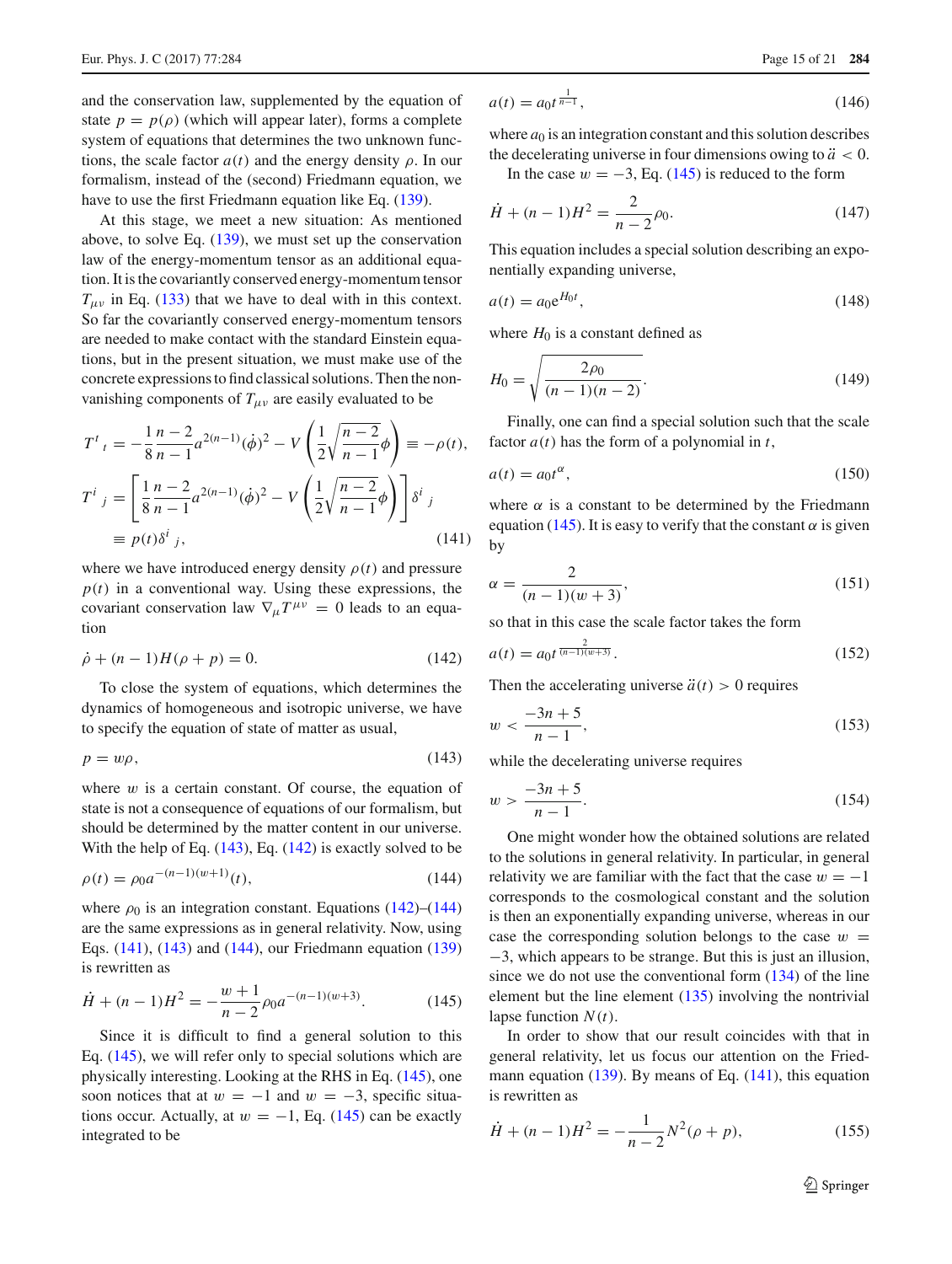and the conservation law, supplemented by the equation of state $p = p(\rho)$ (which will appear later), forms a complete system of equations that determines the two unknown functions, the scale factor $a(t)$ and the energy density $\rho$. In our formalism, instead of the (second) Friedmann equation, we have to use the first Friedmann equation like Eq. (139).

At this stage, we meet a new situation: As mentioned above, to solve Eq. (139), we must set up the conservation law of the energy-momentum tensor as an additional equation. It is the covariantly conserved energy-momentum tensor $T_{\mu\nu}$ in Eq. (133) that we have to deal with in this context. So far the covariantly conserved energy-momentum tensors are needed to make contact with the standard Einstein equations, but in the present situation, we must make use of the concrete expressions to find classical solutions. Then the non-vanishing components of $T_{\mu\nu}$ are easily evaluated to be

$$
\begin{aligned}
T^t{}_t &= -\frac{1}{8}\frac{n-2}{n-1}a^{2(n-1)}(\dot{\phi})^2 - V\left(\frac{1}{2}\sqrt{\frac{n-2}{n-1}}\phi\right) \equiv -\rho(t), \\
T^i{}_j &= \left[\frac{1}{8}\frac{n-2}{n-1}a^{2(n-1)}(\dot{\phi})^2 - V\left(\frac{1}{2}\sqrt{\frac{n-2}{n-1}}\phi\right)\right]\delta^i{}_j \\
&\equiv p(t)\delta^i{}_j,
\end{aligned}
\tag{141}
$$

where we have introduced energy density $\rho(t)$ and pressure $p(t)$ in a conventional way. Using these expressions, the covariant conservation law $\nabla_\mu T^{\mu\nu} = 0$ leads to an equation

$$
\dot{\rho} + (n-1)H(\rho + p) = 0. \tag{142}
$$

To close the system of equations, which determines the dynamics of homogeneous and isotropic universe, we have to specify the equation of state of matter as usual,

$$
p = w\rho, \tag{143}
$$

where $w$ is a certain constant. Of course, the equation of state is not a consequence of equations of our formalism, but should be determined by the matter content in our universe. With the help of Eq. (143), Eq. (142) is exactly solved to be

$$
\rho(t) = \rho_0 a^{-(n-1)(w+1)}(t), \tag{144}
$$

where $\rho_0$ is an integration constant. Equations (142)–(144) are the same expressions as in general relativity. Now, using Eqs. (141), (143) and (144), our Friedmann equation (139) is rewritten as

$$
\dot{H} + (n-1)H^2 = -\frac{w+1}{n-2}\rho_0 a^{-(n-1)(w+3)}. \tag{145}
$$

Since it is difficult to find a general solution to this Eq. (145), we will refer only to special solutions which are physically interesting. Looking at the RHS in Eq. (145), one soon notices that at $w = -1$ and $w = -3$, specific situations occur. Actually, at $w = -1$, Eq. (145) can be exactly integrated to be

$$
a(t) = a_0 t^{\frac{1}{n-1}}, \tag{146}
$$

where $a_0$ is an integration constant and this solution describes the decelerating universe in four dimensions owing to $\ddot{a} < 0$.

In the case $w = -3$, Eq. (145) is reduced to the form

$$
\dot{H} + (n-1)H^2 = \frac{2}{n-2}\rho_0. \tag{147}
$$

This equation includes a special solution describing an exponentially expanding universe,

$$
a(t) = a_0 e^{H_0 t}, \tag{148}
$$

where $H_0$ is a constant defined as

$$
H_0 = \sqrt{\frac{2\rho_0}{(n-1)(n-2)}}. \tag{149}
$$

Finally, one can find a special solution such that the scale factor $a(t)$ has the form of a polynomial in $t$,

$$
a(t) = a_0 t^\alpha, \tag{150}
$$

where $\alpha$ is a constant to be determined by the Friedmann equation (145). It is easy to verify that the constant $\alpha$ is given by

$$
\alpha = \frac{2}{(n-1)(w+3)}, \tag{151}
$$

so that in this case the scale factor takes the form

$$
a(t) = a_0 t^{\frac{2}{(n-1)(w+3)}}. \tag{152}
$$

Then the accelerating universe $\ddot{a}(t) > 0$ requires

$$
w < \frac{-3n+5}{n-1}, \tag{153}
$$

while the decelerating universe requires

$$
w > \frac{-3n+5}{n-1}. \tag{154}
$$

One might wonder how the obtained solutions are related to the solutions in general relativity. In particular, in general relativity we are familiar with the fact that the case $w = -1$ corresponds to the cosmological constant and the solution is then an exponentially expanding universe, whereas in our case the corresponding solution belongs to the case $w = -3$, which appears to be strange. But this is just an illusion, since we do not use the conventional form (134) of the line element but the line element (135) involving the nontrivial lapse function $N(t)$.

In order to show that our result coincides with that in general relativity, let us focus our attention on the Friedmann equation (139). By means of Eq. (141), this equation is rewritten as

$$
\dot{H} + (n-1)H^2 = -\frac{1}{n-2}N^2(\rho + p), \tag{155}
$$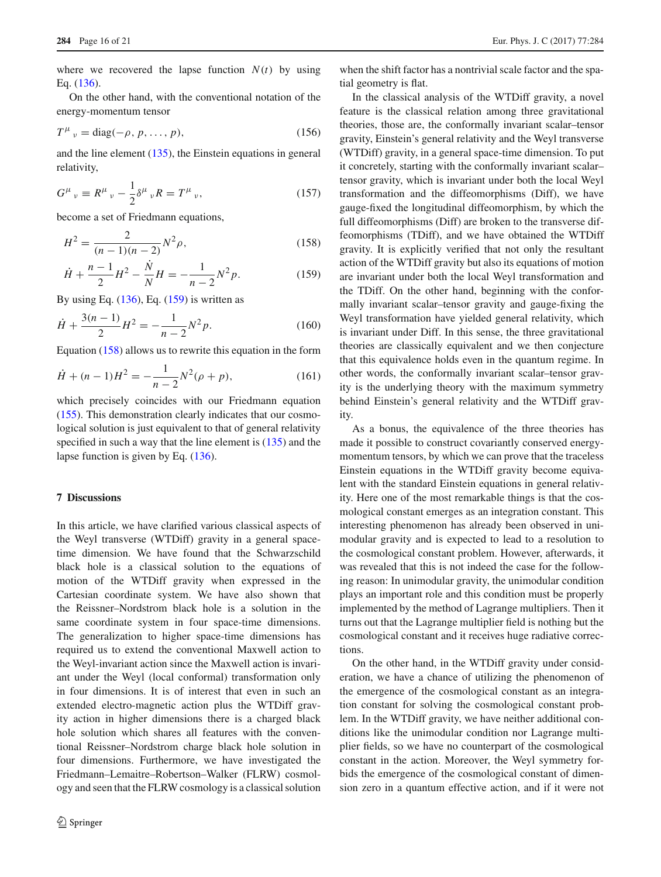where we recovered the lapse function $N(t)$ by using Eq. (136).

On the other hand, with the conventional notation of the energy-momentum tensor

$$T^\mu{}_\nu = \text{diag}(-\rho, p, \ldots, p), \tag{156}$$

and the line element (135), the Einstein equations in general relativity,

$$G^\mu{}_\nu \equiv R^\mu{}_\nu - \frac{1}{2}\delta^\mu{}_\nu R = T^\mu{}_\nu, \tag{157}$$

become a set of Friedmann equations,

$$H^2 = \frac{2}{(n-1)(n-2)} N^2 \rho, \tag{158}$$

$$\dot{H} + \frac{n-1}{2} H^2 - \frac{\dot{N}}{N} H = -\frac{1}{n-2} N^2 p. \tag{159}$$

By using Eq. (136), Eq. (159) is written as

$$\dot{H} + \frac{3(n-1)}{2} H^2 = -\frac{1}{n-2} N^2 p. \tag{160}$$

Equation (158) allows us to rewrite this equation in the form

$$\dot{H} + (n-1) H^2 = -\frac{1}{n-2} N^2 (\rho + p), \tag{161}$$

which precisely coincides with our Friedmann equation (155). This demonstration clearly indicates that our cosmological solution is just equivalent to that of general relativity specified in such a way that the line element is (135) and the lapse function is given by Eq. (136).

## 7 Discussions

In this article, we have clarified various classical aspects of the Weyl transverse (WTDiff) gravity in a general space-time dimension. We have found that the Schwarzschild black hole is a classical solution to the equations of motion of the WTDiff gravity when expressed in the Cartesian coordinate system. We have also shown that the Reissner–Nordstrom black hole is a solution in the same coordinate system in four space-time dimensions. The generalization to higher space-time dimensions has required us to extend the conventional Maxwell action to the Weyl-invariant action since the Maxwell action is invariant under the Weyl (local conformal) transformation only in four dimensions. It is of interest that even in such an extended electro-magnetic action plus the WTDiff gravity action in higher dimensions there is a charged black hole solution which shares all features with the conventional Reissner–Nordstrom charge black hole solution in four dimensions. Furthermore, we have investigated the Friedmann–Lemaitre–Robertson–Walker (FLRW) cosmology and seen that the FLRW cosmology is a classical solution when the shift factor has a nontrivial scale factor and the spatial geometry is flat.

In the classical analysis of the WTDiff gravity, a novel feature is the classical relation among three gravitational theories, those are, the conformally invariant scalar–tensor gravity, Einstein's general relativity and the Weyl transverse (WTDiff) gravity, in a general space-time dimension. To put it concretely, starting with the conformally invariant scalar–tensor gravity, which is invariant under both the local Weyl transformation and the diffeomorphisms (Diff), we have gauge-fixed the longitudinal diffeomorphism, by which the full diffeomorphisms (Diff) are broken to the transverse diffeomorphisms (TDiff), and we have obtained the WTDiff gravity. It is explicitly verified that not only the resultant action of the WTDiff gravity but also its equations of motion are invariant under both the local Weyl transformation and the TDiff. On the other hand, beginning with the conformally invariant scalar–tensor gravity and gauge-fixing the Weyl transformation have yielded general relativity, which is invariant under Diff. In this sense, the three gravitational theories are classically equivalent and we then conjecture that this equivalence holds even in the quantum regime. In other words, the conformally invariant scalar–tensor gravity is the underlying theory with the maximum symmetry behind Einstein's general relativity and the WTDiff gravity.

As a bonus, the equivalence of the three theories has made it possible to construct covariantly conserved energy-momentum tensors, by which we can prove that the traceless Einstein equations in the WTDiff gravity become equivalent with the standard Einstein equations in general relativity. Here one of the most remarkable things is that the cosmological constant emerges as an integration constant. This interesting phenomenon has already been observed in unimodular gravity and is expected to lead to a resolution to the cosmological constant problem. However, afterwards, it was revealed that this is not indeed the case for the following reason: In unimodular gravity, the unimodular condition plays an important role and this condition must be properly implemented by the method of Lagrange multipliers. Then it turns out that the Lagrange multiplier field is nothing but the cosmological constant and it receives huge radiative corrections.

On the other hand, in the WTDiff gravity under consideration, we have a chance of utilizing the phenomenon of the emergence of the cosmological constant as an integration constant for solving the cosmological constant problem. In the WTDiff gravity, we have neither additional conditions like the unimodular condition nor Lagrange multiplier fields, so we have no counterpart of the cosmological constant in the action. Moreover, the Weyl symmetry forbids the emergence of the cosmological constant of dimension zero in a quantum effective action, and if it were not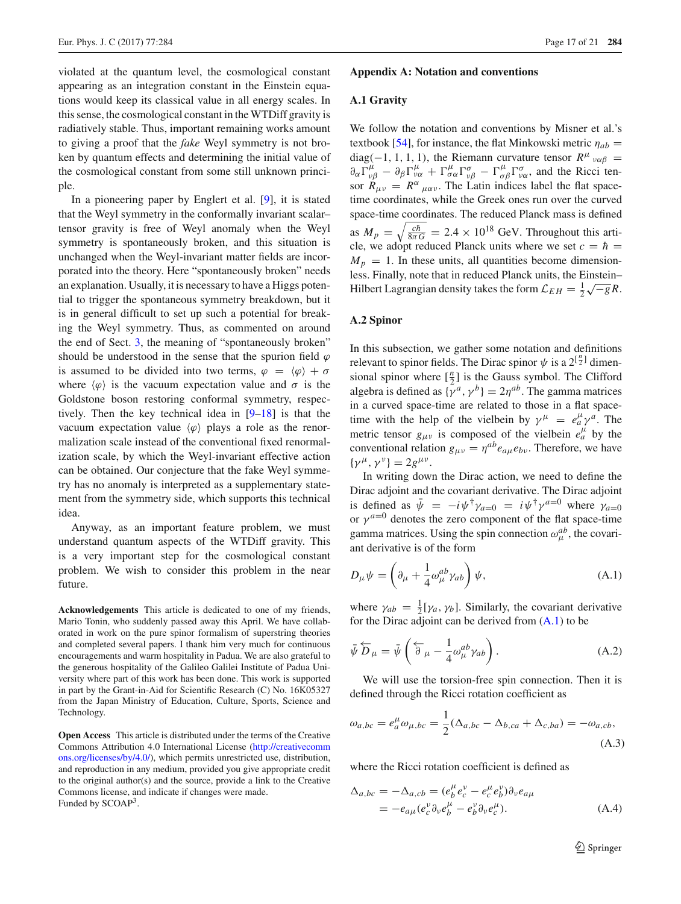violated at the quantum level, the cosmological constant appearing as an integration constant in the Einstein equations would keep its classical value in all energy scales. In this sense, the cosmological constant in the WTDiff gravity is radiatively stable. Thus, important remaining works amount to giving a proof that the *fake* Weyl symmetry is not broken by quantum effects and determining the initial value of the cosmological constant from some still unknown principle.

In a pioneering paper by Englert et al. [9], it is stated that the Weyl symmetry in the conformally invariant scalar–tensor gravity is free of Weyl anomaly when the Weyl symmetry is spontaneously broken, and this situation is unchanged when the Weyl-invariant matter fields are incorporated into the theory. Here "spontaneously broken" needs an explanation. Usually, it is necessary to have a Higgs potential to trigger the spontaneous symmetry breakdown, but it is in general difficult to set up such a potential for breaking the Weyl symmetry. Thus, as commented on around the end of Sect. 3, the meaning of "spontaneously broken" should be understood in the sense that the spurion field $\varphi$ is assumed to be divided into two terms, $\varphi = \langle\varphi\rangle + \sigma$ where $\langle\varphi\rangle$ is the vacuum expectation value and $\sigma$ is the Goldstone boson restoring conformal symmetry, respectively. Then the key technical idea in [9–18] is that the vacuum expectation value $\langle\varphi\rangle$ plays a role as the renormalization scale instead of the conventional fixed renormalization scale, by which the Weyl-invariant effective action can be obtained. Our conjecture that the fake Weyl symmetry has no anomaly is interpreted as a supplementary statement from the symmetry side, which supports this technical idea.

Anyway, as an important feature problem, we must understand quantum aspects of the WTDiff gravity. This is a very important step for the cosmological constant problem. We wish to consider this problem in the near future.

**Acknowledgements** This article is dedicated to one of my friends, Mario Tonin, who suddenly passed away this April. We have collaborated in work on the pure spinor formalism of superstring theories and completed several papers. I thank him very much for continuous encouragements and warm hospitality in Padua. We are also grateful to the generous hospitality of the Galileo Galilei Institute of Padua University where part of this work has been done. This work is supported in part by the Grant-in-Aid for Scientific Research (C) No. 16K05327 from the Japan Ministry of Education, Culture, Sports, Science and Technology.

**Open Access** This article is distributed under the terms of the Creative Commons Attribution 4.0 International License (http://creativecommons.org/licenses/by/4.0/), which permits unrestricted use, distribution, and reproduction in any medium, provided you give appropriate credit to the original author(s) and the source, provide a link to the Creative Commons license, and indicate if changes were made.
Funded by SCOAP[3].

## Appendix A: Notation and conventions

### A.1 Gravity

We follow the notation and conventions by Misner et al.'s textbook [54], for instance, the flat Minkowski metric $\eta_{ab} = \mathrm{diag}(-1, 1, 1, 1)$, the Riemann curvature tensor $R^{\mu}{}_{\nu\alpha\beta} = \partial_\alpha \Gamma^{\mu}_{\nu\beta} - \partial_\beta \Gamma^{\mu}_{\nu\alpha} + \Gamma^{\mu}_{\sigma\alpha}\Gamma^{\sigma}_{\nu\beta} - \Gamma^{\mu}_{\sigma\beta}\Gamma^{\sigma}_{\nu\alpha}$, and the Ricci tensor $R_{\mu\nu} = R^{\alpha}{}_{\mu\alpha\nu}$. The Latin indices label the flat space-time coordinates, while the Greek ones run over the curved space-time coordinates. The reduced Planck mass is defined as $M_p = \sqrt{\frac{c\hbar}{8\pi G}} = 2.4 \times 10^{18}$ GeV. Throughout this article, we adopt reduced Planck units where we set $c = \hbar = M_p = 1$. In these units, all quantities become dimensionless. Finally, note that in reduced Planck units, the Einstein–Hilbert Lagrangian density takes the form $\mathcal{L}_{EH} = \frac{1}{2}\sqrt{-g}R$.

### A.2 Spinor

In this subsection, we gather some notation and definitions relevant to spinor fields. The Dirac spinor $\psi$ is a $2^{[\frac{n}{2}]}$ dimensional spinor where $[\frac{n}{2}]$ is the Gauss symbol. The Clifford algebra is defined as $\{\gamma^a, \gamma^b\} = 2\eta^{ab}$. The gamma matrices in a curved space-time are related to those in a flat space-time with the help of the vielbein by $\gamma^\mu = e^\mu_a \gamma^a$. The metric tensor $g_{\mu\nu}$ is composed of the vielbein $e^\mu_a$ by the conventional relation $g_{\mu\nu} = \eta^{ab} e_{a\mu} e_{b\nu}$. Therefore, we have $\{\gamma^\mu, \gamma^\nu\} = 2g^{\mu\nu}$.

In writing down the Dirac action, we need to define the Dirac adjoint and the covariant derivative. The Dirac adjoint is defined as $\bar\psi = -i\psi^\dagger \gamma_{a=0} = i\psi^\dagger \gamma^{a=0}$ where $\gamma_{a=0}$ or $\gamma^{a=0}$ denotes the zero component of the flat space-time gamma matrices. Using the spin connection $\omega^{ab}_\mu$, the covariant derivative is of the form

$$D_\mu \psi = \left(\partial_\mu + \frac{1}{4}\omega^{ab}_\mu \gamma_{ab}\right)\psi, \tag{A.1}$$

where $\gamma_{ab} = \frac{1}{2}[\gamma_a, \gamma_b]$. Similarly, the covariant derivative for the Dirac adjoint can be derived from (A.1) to be

$$\bar\psi \overleftarrow{D}_\mu = \bar\psi \left(\overleftarrow{\partial}_\mu - \frac{1}{4}\omega^{ab}_\mu \gamma_{ab}\right). \tag{A.2}$$

We will use the torsion-free spin connection. Then it is defined through the Ricci rotation coefficient as

$$\omega_{a,bc} = e^\mu_a \omega_{\mu,bc} = \frac{1}{2}(\Delta_{a,bc} - \Delta_{b,ca} + \Delta_{c,ba}) = -\omega_{a,cb}, \tag{A.3}$$

where the Ricci rotation coefficient is defined as

$$\begin{aligned} \Delta_{a,bc} &= -\Delta_{a,cb} = (e^\mu_b e^\nu_c - e^\mu_c e^\nu_b)\partial_\nu e_{a\mu} \\ &= -e_{a\mu}(e^\nu_c \partial_\nu e^\mu_b - e^\nu_b \partial_\nu e^\mu_c). \end{aligned} \tag{A.4}$$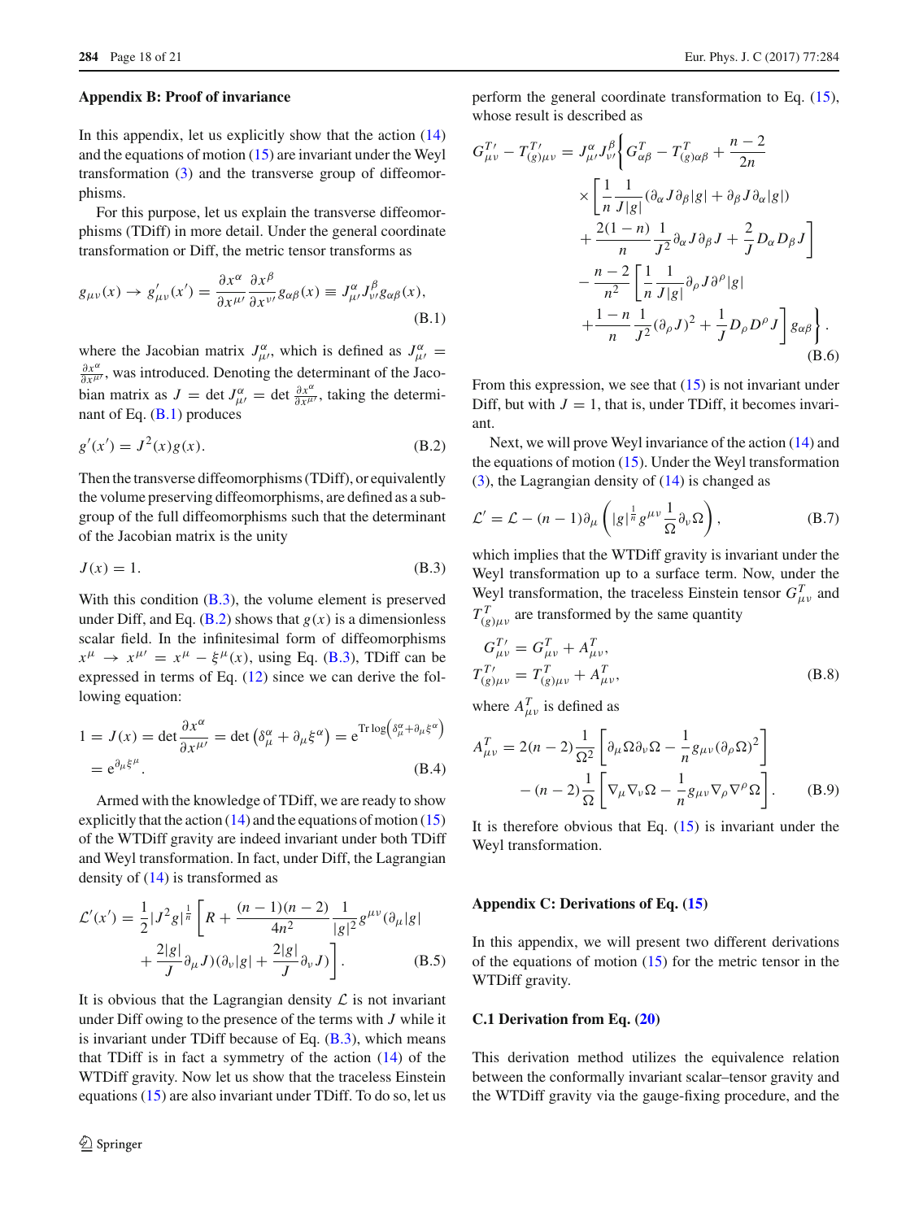## Appendix B: Proof of invariance

In this appendix, let us explicitly show that the action (14) and the equations of motion (15) are invariant under the Weyl transformation (3) and the transverse group of diffeomorphisms.

For this purpose, let us explain the transverse diffeomorphisms (TDiff) in more detail. Under the general coordinate transformation or Diff, the metric tensor transforms as

$$g_{\mu\nu}(x) \to g'_{\mu\nu}(x') = \frac{\partial x^\alpha}{\partial x^{\mu'}} \frac{\partial x^\beta}{\partial x^{\nu'}} g_{\alpha\beta}(x) \equiv J^\alpha_{\mu'} J^\beta_{\nu'} g_{\alpha\beta}(x), \tag{B.1}$$

where the Jacobian matrix $J^\alpha_{\mu'}$, which is defined as $J^\alpha_{\mu'} = \frac{\partial x^\alpha}{\partial x^{\mu'}}$, was introduced. Denoting the determinant of the Jacobian matrix as $J = \det J^\alpha_{\mu'} = \det \frac{\partial x^\alpha}{\partial x^{\mu'}}$, taking the determinant of Eq. (B.1) produces

$$g'(x') = J^2(x) g(x). \tag{B.2}$$

Then the transverse diffeomorphisms (TDiff), or equivalently the volume preserving diffeomorphisms, are defined as a subgroup of the full diffeomorphisms such that the determinant of the Jacobian matrix is the unity

$$J(x) = 1. \tag{B.3}$$

With this condition (B.3), the volume element is preserved under Diff, and Eq. (B.2) shows that $g(x)$ is a dimensionless scalar field. In the infinitesimal form of diffeomorphisms $x^\mu \to x^{\mu'} = x^\mu - \xi^\mu(x)$, using Eq. (B.3), TDiff can be expressed in terms of Eq. (12) since we can derive the following equation:

$$1 = J(x) = \det \frac{\partial x^\alpha}{\partial x^{\mu'}} = \det \left( \delta^\alpha_\mu + \partial_\mu \xi^\alpha \right) = e^{\mathrm{Tr} \log \left( \delta^\alpha_\mu + \partial_\mu \xi^\alpha \right)} = e^{\partial_\mu \xi^\mu}. \tag{B.4}$$

Armed with the knowledge of TDiff, we are ready to show explicitly that the action (14) and the equations of motion (15) of the WTDiff gravity are indeed invariant under both TDiff and Weyl transformation. In fact, under Diff, the Lagrangian density of (14) is transformed as

$$\mathcal{L}'(x') = \frac{1}{2} |J^2 g|^{\frac{1}{n}} \left[ R + \frac{(n-1)(n-2)}{4n^2} \frac{1}{|g|^2} g^{\mu\nu} (\partial_\mu |g| + \frac{2|g|}{J} \partial_\mu J)(\partial_\nu |g| + \frac{2|g|}{J} \partial_\nu J) \right]. \tag{B.5}$$

It is obvious that the Lagrangian density $\mathcal{L}$ is not invariant under Diff owing to the presence of the terms with $J$ while it is invariant under TDiff because of Eq. (B.3), which means that TDiff is in fact a symmetry of the action (14) of the WTDiff gravity. Now let us show that the traceless Einstein equations (15) are also invariant under TDiff. To do so, let us perform the general coordinate transformation to Eq. (15), whose result is described as

$$\begin{aligned}
G^{T\prime}_{\mu\nu} - T^{T\prime}_{(g)\mu\nu} = J^\alpha_{\mu'} J^\beta_{\nu'} \Bigg\{ & G^T_{\alpha\beta} - T^T_{(g)\alpha\beta} + \frac{n-2}{2n} \\
& \times \left[ \frac{1}{n} \frac{1}{J|g|} (\partial_\alpha J \partial_\beta |g| + \partial_\beta J \partial_\alpha |g|) + \frac{2(1-n)}{n} \frac{1}{J^2} \partial_\alpha J \partial_\beta J + \frac{2}{J} D_\alpha D_\beta J \right] \\
& - \frac{n-2}{n^2} \left[ \frac{1}{n} \frac{1}{J|g|} \partial_\rho J \partial^\rho |g| + \frac{1-n}{n} \frac{1}{J^2} (\partial_\rho J)^2 + \frac{1}{J} D_\rho D^\rho J \right] g_{\alpha\beta} \Bigg\}.
\end{aligned} \tag{B.6}$$

From this expression, we see that (15) is not invariant under Diff, but with $J = 1$, that is, under TDiff, it becomes invariant.

Next, we will prove Weyl invariance of the action (14) and the equations of motion (15). Under the Weyl transformation (3), the Lagrangian density of (14) is changed as

$$\mathcal{L}' = \mathcal{L} - (n-1) \partial_\mu \left( |g|^{\frac{1}{n}} g^{\mu\nu} \frac{1}{\Omega} \partial_\nu \Omega \right), \tag{B.7}$$

which implies that the WTDiff gravity is invariant under the Weyl transformation up to a surface term. Now, under the Weyl transformation, the traceless Einstein tensor $G^T_{\mu\nu}$ and $T^T_{(g)\mu\nu}$ are transformed by the same quantity

$$\begin{aligned}
G^{T\prime}_{\mu\nu} &= G^T_{\mu\nu} + A^T_{\mu\nu}, \\
T^{T\prime}_{(g)\mu\nu} &= T^T_{(g)\mu\nu} + A^T_{\mu\nu},
\end{aligned} \tag{B.8}$$

where $A^T_{\mu\nu}$ is defined as

$$A^T_{\mu\nu} = 2(n-2) \frac{1}{\Omega^2} \left[ \partial_\mu \Omega \partial_\nu \Omega - \frac{1}{n} g_{\mu\nu} (\partial_\rho \Omega)^2 \right] - (n-2) \frac{1}{\Omega} \left[ \nabla_\mu \nabla_\nu \Omega - \frac{1}{n} g_{\mu\nu} \nabla_\rho \nabla^\rho \Omega \right]. \tag{B.9}$$

It is therefore obvious that Eq. (15) is invariant under the Weyl transformation.

## Appendix C: Derivations of Eq. (15)

In this appendix, we will present two different derivations of the equations of motion (15) for the metric tensor in the WTDiff gravity.

### C.1 Derivation from Eq. (20)

This derivation method utilizes the equivalence relation between the conformally invariant scalar–tensor gravity and the WTDiff gravity via the gauge-fixing procedure, and the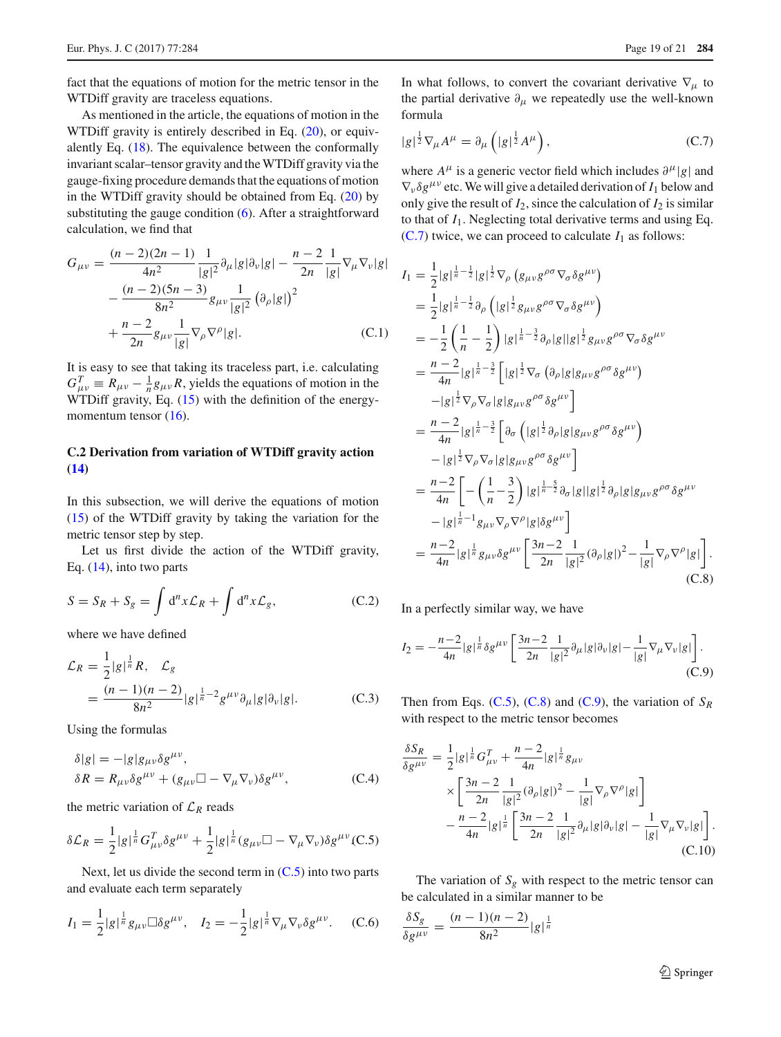fact that the equations of motion for the metric tensor in the WTDiff gravity are traceless equations.

As mentioned in the article, the equations of motion in the WTDiff gravity is entirely described in Eq. (20), or equivalently Eq. (18). The equivalence between the conformally invariant scalar–tensor gravity and the WTDiff gravity via the gauge-fixing procedure demands that the equations of motion in the WTDiff gravity should be obtained from Eq. (20) by substituting the gauge condition (6). After a straightforward calculation, we find that

$$
\begin{aligned}
G_{\mu\nu} = {} & \frac{(n-2)(2n-1)}{4n^2}\frac{1}{|g|^2}\partial_\mu|g|\partial_\nu|g| - \frac{n-2}{2n}\frac{1}{|g|}\nabla_\mu\nabla_\nu|g| \\
& - \frac{(n-2)(5n-3)}{8n^2}g_{\mu\nu}\frac{1}{|g|^2}\left(\partial_\rho|g|\right)^2 \\
& + \frac{n-2}{2n}g_{\mu\nu}\frac{1}{|g|}\nabla_\rho\nabla^\rho|g|. \qquad \text{(C.1)}
\end{aligned}
$$

It is easy to see that taking its traceless part, i.e. calculating $G^T_{\mu\nu} \equiv R_{\mu\nu} - \frac{1}{n}g_{\mu\nu}R$, yields the equations of motion in the WTDiff gravity, Eq. (15) with the definition of the energy-momentum tensor (16).

### C.2 Derivation from variation of WTDiff gravity action (14)

In this subsection, we will derive the equations of motion (15) of the WTDiff gravity by taking the variation for the metric tensor step by step.

Let us first divide the action of the WTDiff gravity, Eq. (14), into two parts

$$
S = S_R + S_g = \int d^n x \mathcal{L}_R + \int d^n x \mathcal{L}_g, \qquad \text{(C.2)}
$$

where we have defined

$$
\mathcal{L}_R = \frac{1}{2}|g|^{\frac{1}{n}}R, \quad \mathcal{L}_g = \frac{(n-1)(n-2)}{8n^2}|g|^{\frac{1}{n}-2}g^{\mu\nu}\partial_\mu|g|\partial_\nu|g|. \qquad \text{(C.3)}
$$

Using the formulas

$$
\begin{aligned}
\delta|g| &= -|g|g_{\mu\nu}\delta g^{\mu\nu}, \\
\delta R &= R_{\mu\nu}\delta g^{\mu\nu} + (g_{\mu\nu}\Box - \nabla_\mu\nabla_\nu)\delta g^{\mu\nu}, \qquad \text{(C.4)}
\end{aligned}
$$

the metric variation of $\mathcal{L}_R$ reads

$$
\delta\mathcal{L}_R = \frac{1}{2}|g|^{\frac{1}{n}}G^T_{\mu\nu}\delta g^{\mu\nu} + \frac{1}{2}|g|^{\frac{1}{n}}(g_{\mu\nu}\Box - \nabla_\mu\nabla_\nu)\delta g^{\mu\nu}. \qquad \text{(C.5)}
$$

Next, let us divide the second term in (C.5) into two parts and evaluate each term separately

$$
I_1 = \frac{1}{2}|g|^{\frac{1}{n}}g_{\mu\nu}\Box\delta g^{\mu\nu}, \quad I_2 = -\frac{1}{2}|g|^{\frac{1}{n}}\nabla_\mu\nabla_\nu\delta g^{\mu\nu}. \qquad \text{(C.6)}
$$

In what follows, to convert the covariant derivative $\nabla_\mu$ to the partial derivative $\partial_\mu$ we repeatedly use the well-known formula

$$
|g|^{\frac{1}{2}}\nabla_\mu A^\mu = \partial_\mu\left(|g|^{\frac{1}{2}}A^\mu\right), \qquad \text{(C.7)}
$$

where $A^\mu$ is a generic vector field which includes $\partial^\mu|g|$ and $\nabla_\nu\delta g^{\mu\nu}$ etc. We will give a detailed derivation of $I_1$ below and only give the result of $I_2$, since the calculation of $I_2$ is similar to that of $I_1$. Neglecting total derivative terms and using Eq. (C.7) twice, we can proceed to calculate $I_1$ as follows:

$$
\begin{aligned}
I_1 &= \frac{1}{2}|g|^{\frac{1}{n}-\frac{1}{2}}|g|^{\frac{1}{2}}\nabla_\rho\left(g_{\mu\nu}g^{\rho\sigma}\nabla_\sigma\delta g^{\mu\nu}\right) \\
&= \frac{1}{2}|g|^{\frac{1}{n}-\frac{1}{2}}\partial_\rho\left(|g|^{\frac{1}{2}}g_{\mu\nu}g^{\rho\sigma}\nabla_\sigma\delta g^{\mu\nu}\right) \\
&= -\frac{1}{2}\left(\frac{1}{n}-\frac{1}{2}\right)|g|^{\frac{1}{n}-\frac{3}{2}}\partial_\rho|g||g|^{\frac{1}{2}}g_{\mu\nu}g^{\rho\sigma}\nabla_\sigma\delta g^{\mu\nu} \\
&= \frac{n-2}{4n}|g|^{\frac{1}{n}-\frac{3}{2}}\Big[|g|^{\frac{1}{2}}\nabla_\sigma\left(\partial_\rho|g|g_{\mu\nu}g^{\rho\sigma}\delta g^{\mu\nu}\right) \\
&\quad -|g|^{\frac{1}{2}}\nabla_\rho\nabla_\sigma|g|g_{\mu\nu}g^{\rho\sigma}\delta g^{\mu\nu}\Big] \\
&= \frac{n-2}{4n}|g|^{\frac{1}{n}-\frac{3}{2}}\Big[\partial_\sigma\left(|g|^{\frac{1}{2}}\partial_\rho|g|g_{\mu\nu}g^{\rho\sigma}\delta g^{\mu\nu}\right) \\
&\quad -|g|^{\frac{1}{2}}\nabla_\rho\nabla_\sigma|g|g_{\mu\nu}g^{\rho\sigma}\delta g^{\mu\nu}\Big] \\
&= \frac{n-2}{4n}\Big[-\left(\frac{1}{n}-\frac{3}{2}\right)|g|^{\frac{1}{n}-\frac{5}{2}}\partial_\sigma|g||g|^{\frac{1}{2}}\partial_\rho|g|g_{\mu\nu}g^{\rho\sigma}\delta g^{\mu\nu} \\
&\quad -|g|^{\frac{1}{n}-1}g_{\mu\nu}\nabla_\rho\nabla^\rho|g|\delta g^{\mu\nu}\Big] \\
&= \frac{n-2}{4n}|g|^{\frac{1}{n}}g_{\mu\nu}\delta g^{\mu\nu}\left[\frac{3n-2}{2n}\frac{1}{|g|^2}(\partial_\rho|g|)^2 - \frac{1}{|g|}\nabla_\rho\nabla^\rho|g|\right]. \qquad \text{(C.8)}
\end{aligned}
$$

In a perfectly similar way, we have

$$
I_2 = -\frac{n-2}{4n}|g|^{\frac{1}{n}}\delta g^{\mu\nu}\left[\frac{3n-2}{2n}\frac{1}{|g|^2}\partial_\mu|g|\partial_\nu|g| - \frac{1}{|g|}\nabla_\mu\nabla_\nu|g|\right]. \qquad \text{(C.9)}
$$

Then from Eqs. (C.5), (C.8) and (C.9), the variation of $S_R$ with respect to the metric tensor becomes

$$
\begin{aligned}
\frac{\delta S_R}{\delta g^{\mu\nu}} = {} & \frac{1}{2}|g|^{\frac{1}{n}}G^T_{\mu\nu} + \frac{n-2}{4n}|g|^{\frac{1}{n}}g_{\mu\nu} \\
& \times\left[\frac{3n-2}{2n}\frac{1}{|g|^2}(\partial_\rho|g|)^2 - \frac{1}{|g|}\nabla_\rho\nabla^\rho|g|\right] \\
& - \frac{n-2}{4n}|g|^{\frac{1}{n}}\left[\frac{3n-2}{2n}\frac{1}{|g|^2}\partial_\mu|g|\partial_\nu|g| - \frac{1}{|g|}\nabla_\mu\nabla_\nu|g|\right]. \qquad \text{(C.10)}
\end{aligned}
$$

The variation of $S_g$ with respect to the metric tensor can be calculated in a similar manner to be

$$
\frac{\delta S_g}{\delta g^{\mu\nu}} = \frac{(n-1)(n-2)}{8n^2}|g|^{\frac{1}{n}}
$$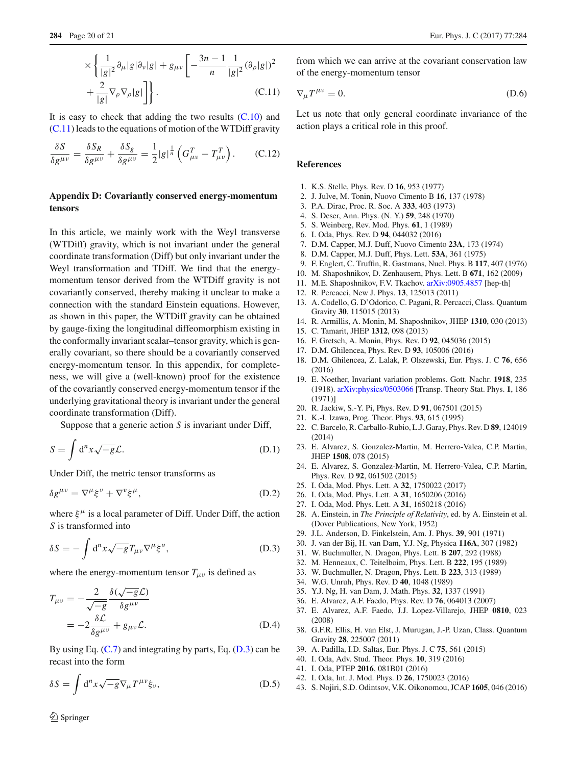$$\times \left\{ \frac{1}{|g|^2} \partial_\mu |g| \partial_\nu |g| + g_{\mu\nu} \left[ -\frac{3n-1}{n} \frac{1}{|g|^2} (\partial_\rho |g|)^2 + \frac{2}{|g|} \nabla_\rho \nabla_\rho |g| \right] \right\}. \tag{C.11}$$

It is easy to check that adding the two results (C.10) and (C.11) leads to the equations of motion of the WTDiff gravity

$$\frac{\delta S}{\delta g^{\mu\nu}} = \frac{\delta S_R}{\delta g^{\mu\nu}} + \frac{\delta S_g}{\delta g^{\mu\nu}} = \frac{1}{2} |g|^{\frac{1}{n}} \left( G^T_{\mu\nu} - T^T_{\mu\nu} \right). \tag{C.12}$$

## Appendix D: Covariantly conserved energy-momentum tensors

In this article, we mainly work with the Weyl transverse (WTDiff) gravity, which is not invariant under the general coordinate transformation (Diff) but only invariant under the Weyl transformation and TDiff. We find that the energy-momentum tensor derived from the WTDiff gravity is not covariantly conserved, thereby making it unclear to make a connection with the standard Einstein equations. However, as shown in this paper, the WTDiff gravity can be obtained by gauge-fixing the longitudinal diffeomorphism existing in the conformally invariant scalar–tensor gravity, which is generally covariant, so there should be a covariantly conserved energy-momentum tensor. In this appendix, for completeness, we will give a (well-known) proof for the existence of the covariantly conserved energy-momentum tensor if the underlying gravitational theory is invariant under the general coordinate transformation (Diff).

Suppose that a generic action $S$ is invariant under Diff,

$$S = \int d^n x \sqrt{-g} \mathcal{L}. \tag{D.1}$$

Under Diff, the metric tensor transforms as

$$\delta g^{\mu\nu} = \nabla^\mu \xi^\nu + \nabla^\nu \xi^\mu, \tag{D.2}$$

where $\xi^\mu$ is a local parameter of Diff. Under Diff, the action $S$ is transformed into

$$\delta S = - \int d^n x \sqrt{-g} T_{\mu\nu} \nabla^\mu \xi^\nu, \tag{D.3}$$

where the energy-momentum tensor $T_{\mu\nu}$ is defined as

$$T_{\mu\nu} = - \frac{2}{\sqrt{-g}} \frac{\delta(\sqrt{-g}\mathcal{L})}{\delta g^{\mu\nu}} = -2 \frac{\delta \mathcal{L}}{\delta g^{\mu\nu}} + g_{\mu\nu} \mathcal{L}. \tag{D.4}$$

By using Eq. (C.7) and integrating by parts, Eq. (D.3) can be recast into the form

$$\delta S = \int d^n x \sqrt{-g} \nabla_\mu T^{\mu\nu} \xi_\nu, \tag{D.5}$$

from which we can arrive at the covariant conservation law of the energy-momentum tensor

$$\nabla_\mu T^{\mu\nu} = 0. \tag{D.6}$$

Let us note that only general coordinate invariance of the action plays a critical role in this proof.

## References

1. K.S. Stelle, Phys. Rev. D **16**, 953 (1977)
2. J. Julve, M. Tonin, Nuovo Cimento B **16**, 137 (1978)
3. P.A. Dirac, Proc. R. Soc. A **333**, 403 (1973)
4. S. Deser, Ann. Phys. (N. Y.) **59**, 248 (1970)
5. S. Weinberg, Rev. Mod. Phys. **61**, 1 (1989)
6. I. Oda, Phys. Rev. D **94**, 044032 (2016)
7. D.M. Capper, M.J. Duff, Nuovo Cimento **23A**, 173 (1974)
8. D.M. Capper, M.J. Duff, Phys. Lett. **53A**, 361 (1975)
9. F. Englert, C. Truffin, R. Gastmans, Nucl. Phys. B **117**, 407 (1976)
10. M. Shaposhnikov, D. Zenhausern, Phys. Lett. B **671**, 162 (2009)
11. M.E. Shaposhnikov, F.V. Tkachov. arXiv:0905.4857 [hep-th]
12. R. Percacci, New J. Phys. **13**, 125013 (2011)
13. A. Codello, G. D'Odorico, C. Pagani, R. Percacci, Class. Quantum Gravity **30**, 115015 (2013)
14. R. Armillis, A. Monin, M. Shaposhnikov, JHEP **1310**, 030 (2013)
15. C. Tamarit, JHEP **1312**, 098 (2013)
16. F. Gretsch, A. Monin, Phys. Rev. D **92**, 045036 (2015)
17. D.M. Ghilencea, Phys. Rev. D **93**, 105006 (2016)
18. D.M. Ghilencea, Z. Lalak, P. Olszewski, Eur. Phys. J. C **76**, 656 (2016)
19. E. Noether, Invariant variation problems. Gott. Nachr. **1918**, 235 (1918). arXiv:physics/0503066 [Transp. Theory Stat. Phys. **1**, 186 (1971)]
20. R. Jackiw, S.-Y. Pi, Phys. Rev. D **91**, 067501 (2015)
21. K.-I. Izawa, Prog. Theor. Phys. **93**, 615 (1995)
22. C. Barcelo, R. Carballo-Rubio, L.J. Garay, Phys. Rev. D **89**, 124019 (2014)
23. E. Alvarez, S. Gonzalez-Martin, M. Herrero-Valea, C.P. Martin, JHEP **1508**, 078 (2015)
24. E. Alvarez, S. Gonzalez-Martin, M. Herrero-Valea, C.P. Martin, Phys. Rev. D **92**, 061502 (2015)
25. I. Oda, Mod. Phys. Lett. A **32**, 1750022 (2017)
26. I. Oda, Mod. Phys. Lett. A **31**, 1650206 (2016)
27. I. Oda, Mod. Phys. Lett. A **31**, 1650218 (2016)
28. A. Einstein, in *The Principle of Relativity*, ed. by A. Einstein et al. (Dover Publications, New York, 1952)
29. J.L. Anderson, D. Finkelstein, Am. J. Phys. **39**, 901 (1971)
30. J. van der Bij, H. van Dam, Y.J. Ng, Physica **116A**, 307 (1982)
31. W. Buchmuller, N. Dragon, Phys. Lett. B **207**, 292 (1988)
32. M. Henneaux, C. Teitelboim, Phys. Lett. B **222**, 195 (1989)
33. W. Buchmuller, N. Dragon, Phys. Lett. B **223**, 313 (1989)
34. W.G. Unruh, Phys. Rev. D **40**, 1048 (1989)
35. Y.J. Ng, H. van Dam, J. Math. Phys. **32**, 1337 (1991)
36. E. Alvarez, A.F. Faedo, Phys. Rev. D **76**, 064013 (2007)
37. E. Alvarez, A.F. Faedo, J.J. Lopez-Villarejo, JHEP **0810**, 023 (2008)
38. G.F.R. Ellis, H. van Elst, J. Murugan, J.-P. Uzan, Class. Quantum Gravity **28**, 225007 (2011)
39. A. Padilla, I.D. Saltas, Eur. Phys. J. C **75**, 561 (2015)
40. I. Oda, Adv. Stud. Theor. Phys. **10**, 319 (2016)
41. I. Oda, PTEP **2016**, 081B01 (2016)
42. I. Oda, Int. J. Mod. Phys. D **26**, 1750023 (2016)
43. S. Nojiri, S.D. Odintsov, V.K. Oikonomou, JCAP **1605**, 046 (2016)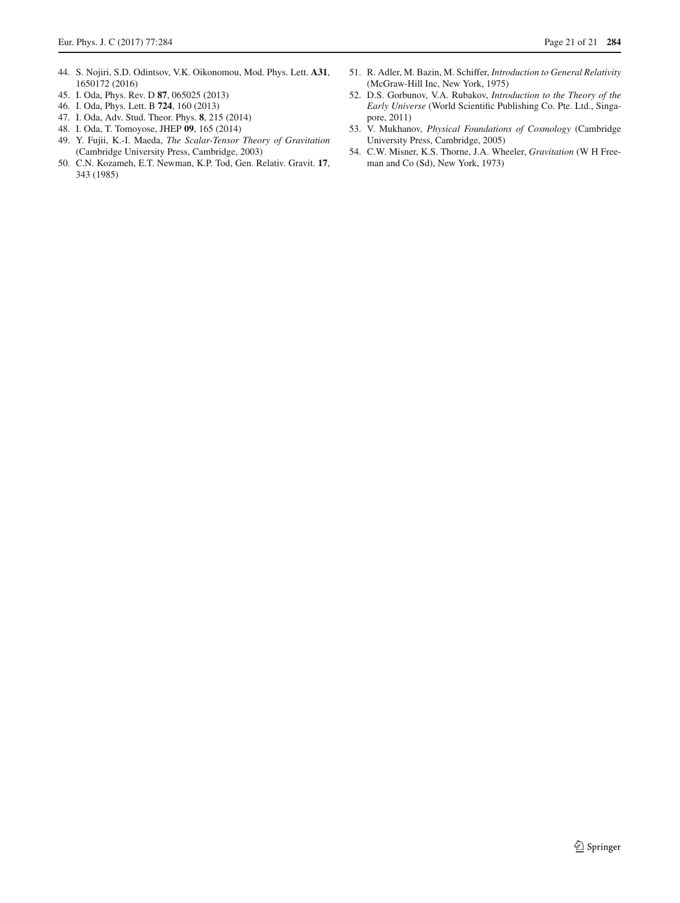44. S. Nojiri, S.D. Odintsov, V.K. Oikonomou, Mod. Phys. Lett. **A31**, 1650172 (2016)
45. I. Oda, Phys. Rev. D **87**, 065025 (2013)
46. I. Oda, Phys. Lett. B **724**, 160 (2013)
47. I. Oda, Adv. Stud. Theor. Phys. **8**, 215 (2014)
48. I. Oda, T. Tomoyose, JHEP **09**, 165 (2014)
49. Y. Fujii, K.-I. Maeda, *The Scalar-Tensor Theory of Gravitation* (Cambridge University Press, Cambridge, 2003)
50. C.N. Kozameh, E.T. Newman, K.P. Tod, Gen. Relativ. Gravit. **17**, 343 (1985)
51. R. Adler, M. Bazin, M. Schiffer, *Introduction to General Relativity* (McGraw-Hill Inc, New York, 1975)
52. D.S. Gorbunov, V.A. Rubakov, *Introduction to the Theory of the Early Universe* (World Scientific Publishing Co. Pte. Ltd., Singapore, 2011)
53. V. Mukhanov, *Physical Foundations of Cosmology* (Cambridge University Press, Cambridge, 2005)
54. C.W. Misner, K.S. Thorne, J.A. Wheeler, *Gravitation* (W H Freeman and Co (Sd), New York, 1973)